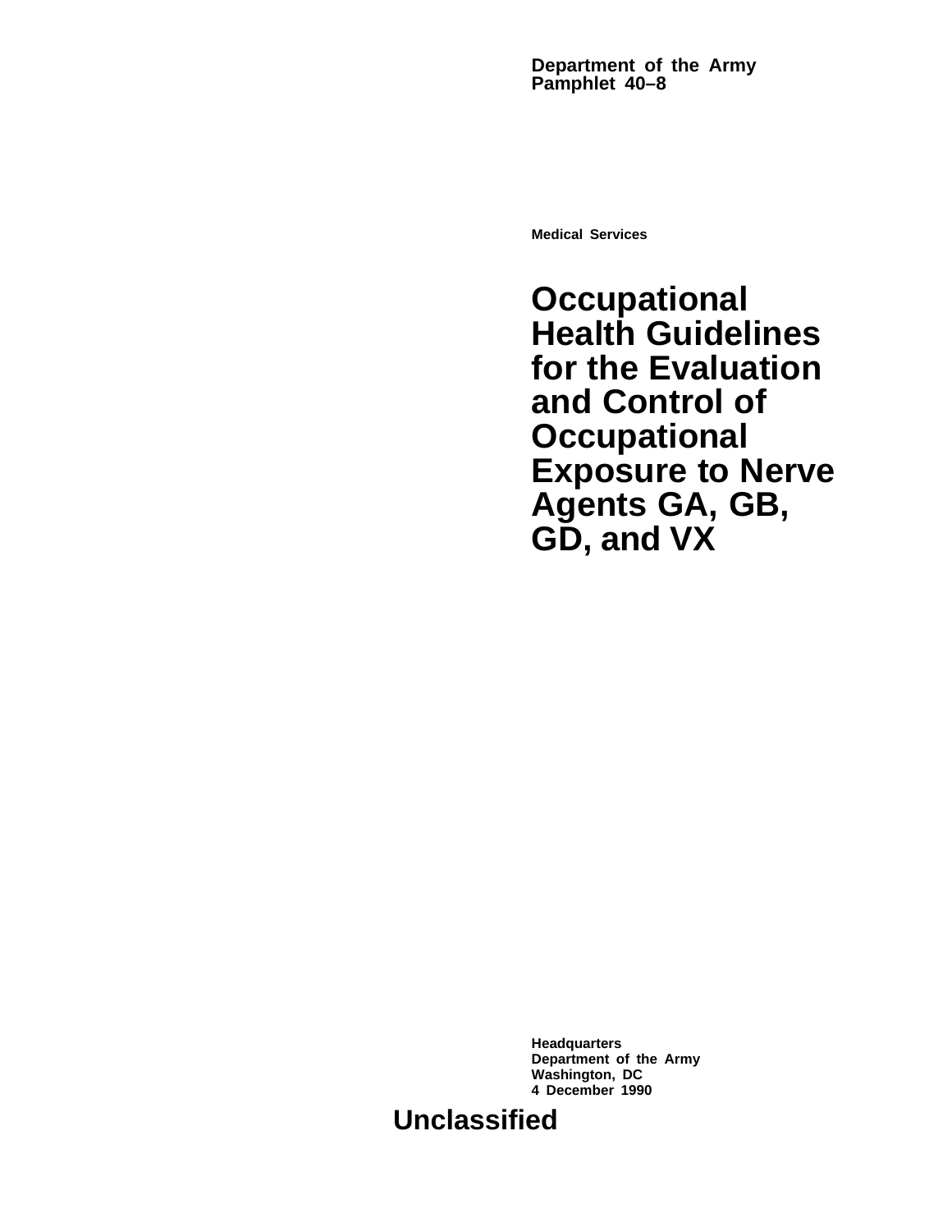**Department of the Army**
**Pamphlet 40–8**

**Medical Services**

# Occupational Health Guidelines for the Evaluation and Control of Occupational Exposure to Nerve Agents GA, GB, GD, and VX

**Headquarters**
**Department of the Army**
**Washington, DC**
**4 December 1990**

**Unclassified**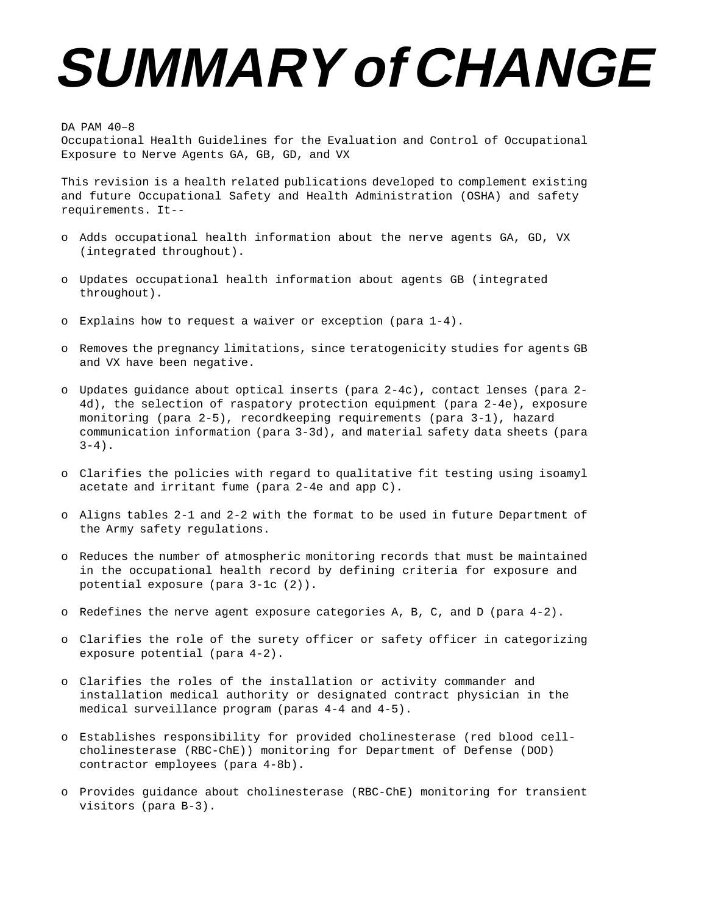# SUMMARY of CHANGE

DA PAM 40–8
Occupational Health Guidelines for the Evaluation and Control of Occupational Exposure to Nerve Agents GA, GB, GD, and VX

This revision is a health related publications developed to complement existing and future Occupational Safety and Health Administration (OSHA) and safety requirements. It--

- o Adds occupational health information about the nerve agents GA, GD, VX (integrated throughout).
- o Updates occupational health information about agents GB (integrated throughout).
- o Explains how to request a waiver or exception (para 1-4).
- o Removes the pregnancy limitations, since teratogenicity studies for agents GB and VX have been negative.
- o Updates guidance about optical inserts (para 2-4c), contact lenses (para 2-4d), the selection of raspatory protection equipment (para 2-4e), exposure monitoring (para 2-5), recordkeeping requirements (para 3-1), hazard communication information (para 3-3d), and material safety data sheets (para 3-4).
- o Clarifies the policies with regard to qualitative fit testing using isoamyl acetate and irritant fume (para 2-4e and app C).
- o Aligns tables 2-1 and 2-2 with the format to be used in future Department of the Army safety regulations.
- o Reduces the number of atmospheric monitoring records that must be maintained in the occupational health record by defining criteria for exposure and potential exposure (para 3-1c (2)).
- o Redefines the nerve agent exposure categories A, B, C, and D (para 4-2).
- o Clarifies the role of the surety officer or safety officer in categorizing exposure potential (para 4-2).
- o Clarifies the roles of the installation or activity commander and installation medical authority or designated contract physician in the medical surveillance program (paras 4-4 and 4-5).
- o Establishes responsibility for provided cholinesterase (red blood cell-cholinesterase (RBC-ChE)) monitoring for Department of Defense (DOD) contractor employees (para 4-8b).
- o Provides guidance about cholinesterase (RBC-ChE) monitoring for transient visitors (para B-3).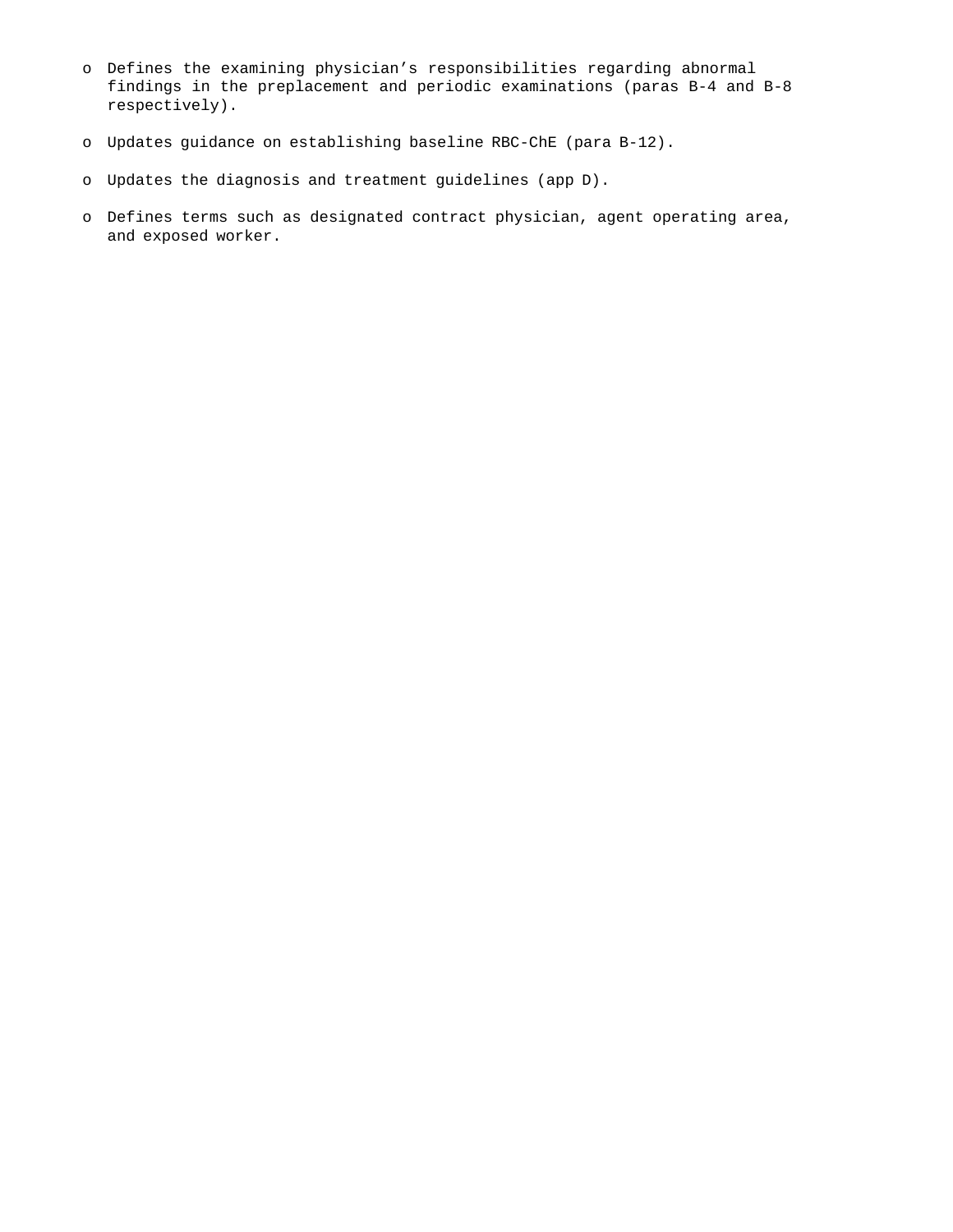- Defines the examining physician's responsibilities regarding abnormal findings in the preplacement and periodic examinations (paras B-4 and B-8 respectively).

- Updates guidance on establishing baseline RBC-ChE (para B-12).

- Updates the diagnosis and treatment guidelines (app D).

- Defines terms such as designated contract physician, agent operating area, and exposed worker.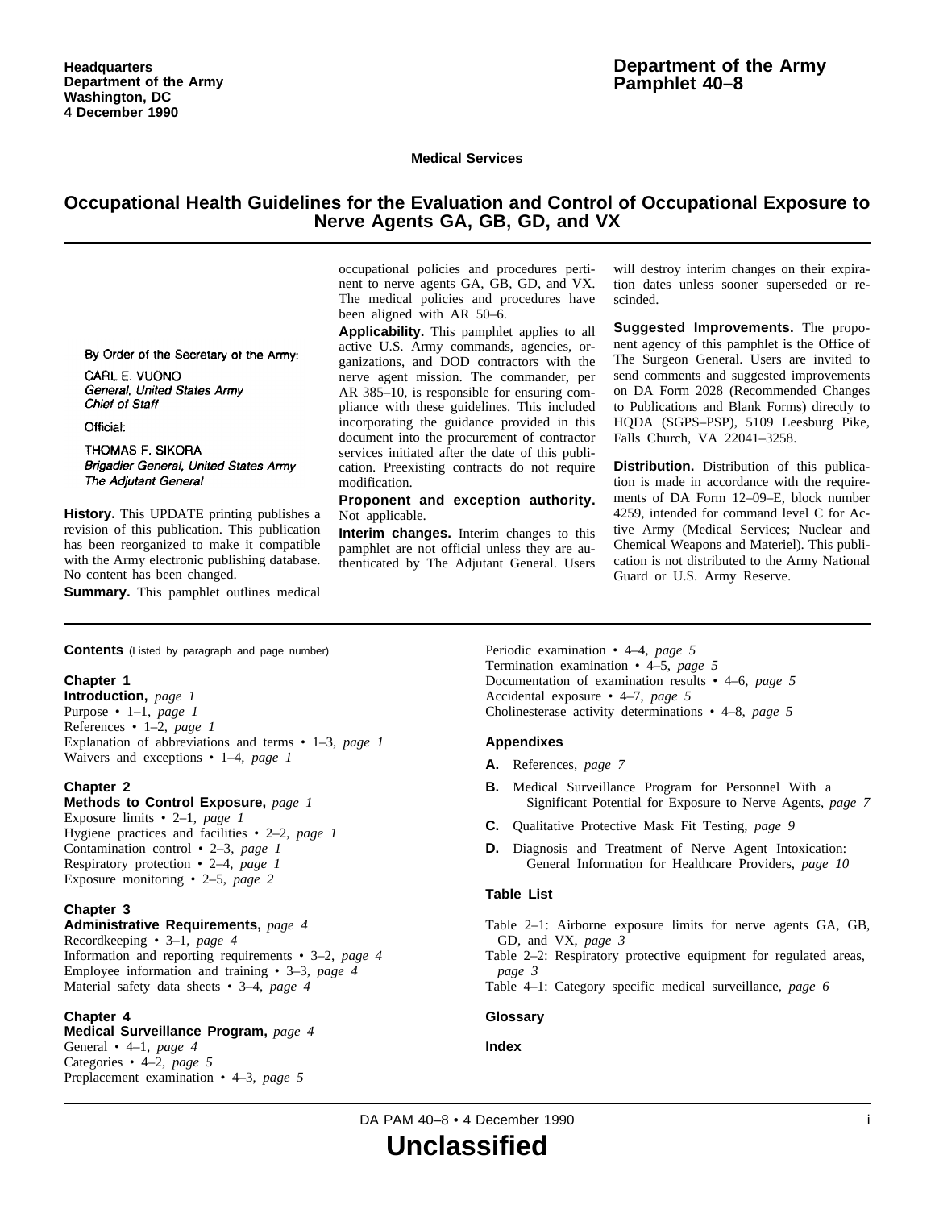Headquarters
Department of the Army
Washington, DC
4 December 1990

# Department of the Army Pamphlet 40–8

**Medical Services**

## Occupational Health Guidelines for the Evaluation and Control of Occupational Exposure to Nerve Agents GA, GB, GD, and VX

By Order of the Secretary of the Army:

CARL E. VUONO
*General, United States Army*
*Chief of Staff*

Official:

THOMAS F. SIKORA
*Brigadier General, United States Army*
*The Adjutant General*

**History.** This UPDATE printing publishes a revision of this publication. This publication has been reorganized to make it compatible with the Army electronic publishing database. No content has been changed.

**Summary.** This pamphlet outlines medical occupational policies and procedures pertinent to nerve agents GA, GB, GD, and VX. The medical policies and procedures have been aligned with AR 50–6.

**Applicability.** This pamphlet applies to all active U.S. Army commands, agencies, organizations, and DOD contractors with the nerve agent mission. The commander, per AR 385–10, is responsible for ensuring compliance with these guidelines. This included incorporating the guidance provided in this document into the procurement of contractor services initiated after the date of this publication. Preexisting contracts do not require modification.

**Proponent and exception authority.** Not applicable.

**Interim changes.** Interim changes to this pamphlet are not official unless they are authenticated by The Adjutant General. Users will destroy interim changes on their expiration dates unless sooner superseded or rescinded.

**Suggested Improvements.** The proponent agency of this pamphlet is the Office of The Surgeon General. Users are invited to send comments and suggested improvements on DA Form 2028 (Recommended Changes to Publications and Blank Forms) directly to HQDA (SGPS–PSP), 5109 Leesburg Pike, Falls Church, VA 22041–3258.

**Distribution.** Distribution of this publication is made in accordance with the requirements of DA Form 12–09–E, block number 4259, intended for command level C for Active Army (Medical Services; Nuclear and Chemical Weapons and Materiel). This publication is not distributed to the Army National Guard or U.S. Army Reserve.

**Contents** (Listed by paragraph and page number)

**Chapter 1**
**Introduction,** *page 1*
Purpose • 1–1, *page 1*
References • 1–2, *page 1*
Explanation of abbreviations and terms • 1–3, *page 1*
Waivers and exceptions • 1–4, *page 1*

**Chapter 2**
**Methods to Control Exposure,** *page 1*
Exposure limits • 2–1, *page 1*
Hygiene practices and facilities • 2–2, *page 1*
Contamination control • 2–3, *page 1*
Respiratory protection • 2–4, *page 1*
Exposure monitoring • 2–5, *page 2*

**Chapter 3**
**Administrative Requirements,** *page 4*
Recordkeeping • 3–1, *page 4*
Information and reporting requirements • 3–2, *page 4*
Employee information and training • 3–3, *page 4*
Material safety data sheets • 3–4, *page 4*

**Chapter 4**
**Medical Surveillance Program,** *page 4*
General • 4–1, *page 4*
Categories • 4–2, *page 5*
Preplacement examination • 4–3, *page 5*
Periodic examination • 4–4, *page 5*
Termination examination • 4–5, *page 5*
Documentation of examination results • 4–6, *page 5*
Accidental exposure • 4–7, *page 5*
Cholinesterase activity determinations • 4–8, *page 5*

**Appendixes**

**A.** References, *page 7*

**B.** Medical Surveillance Program for Personnel With a Significant Potential for Exposure to Nerve Agents, *page 7*

**C.** Qualitative Protective Mask Fit Testing, *page 9*

**D.** Diagnosis and Treatment of Nerve Agent Intoxication: General Information for Healthcare Providers, *page 10*

**Table List**

Table 2–1: Airborne exposure limits for nerve agents GA, GB, GD, and VX, *page 3*
Table 2–2: Respiratory protective equipment for regulated areas, *page 3*
Table 4–1: Category specific medical surveillance, *page 6*

**Glossary**

**Index**

**Unclassified**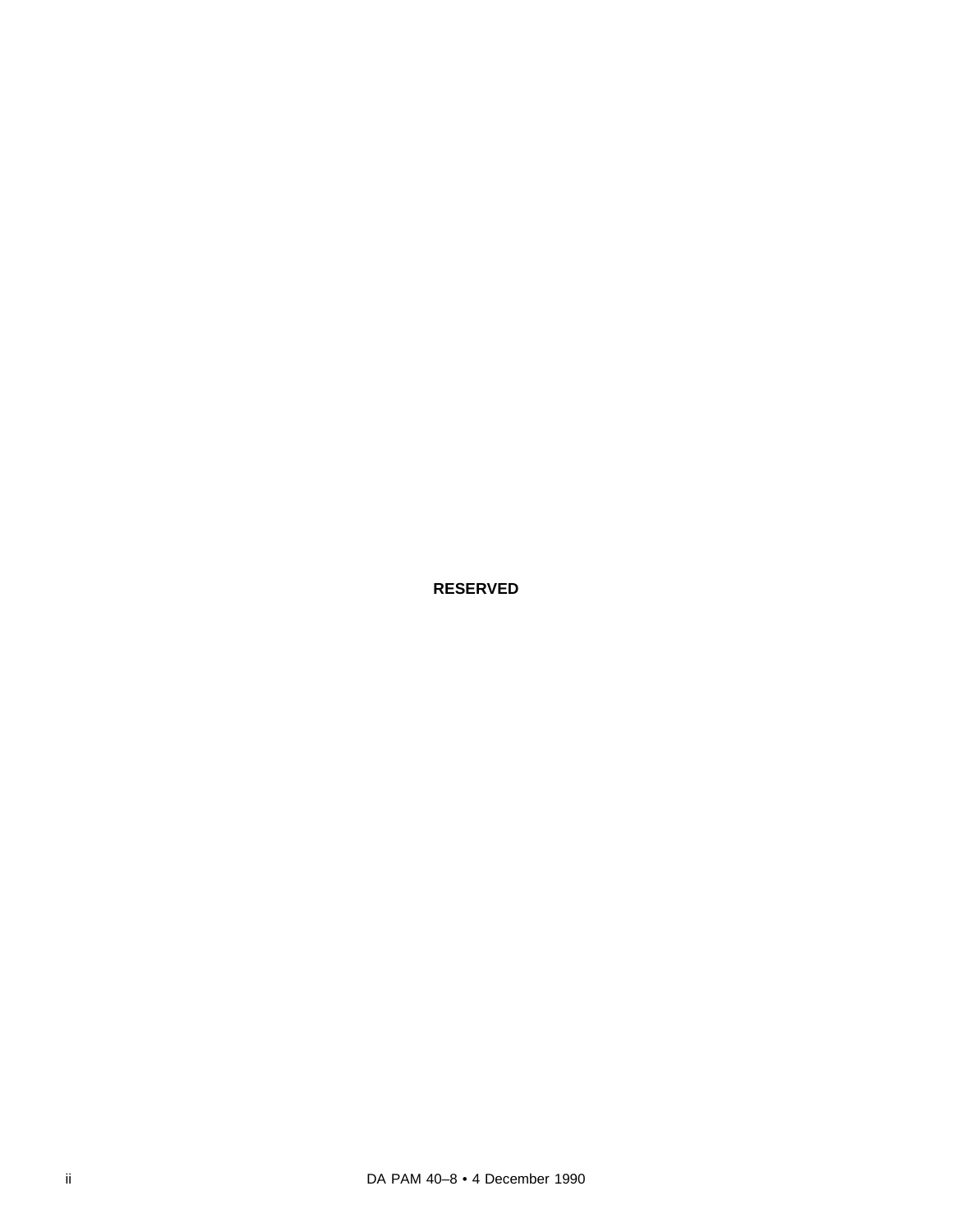**RESERVED**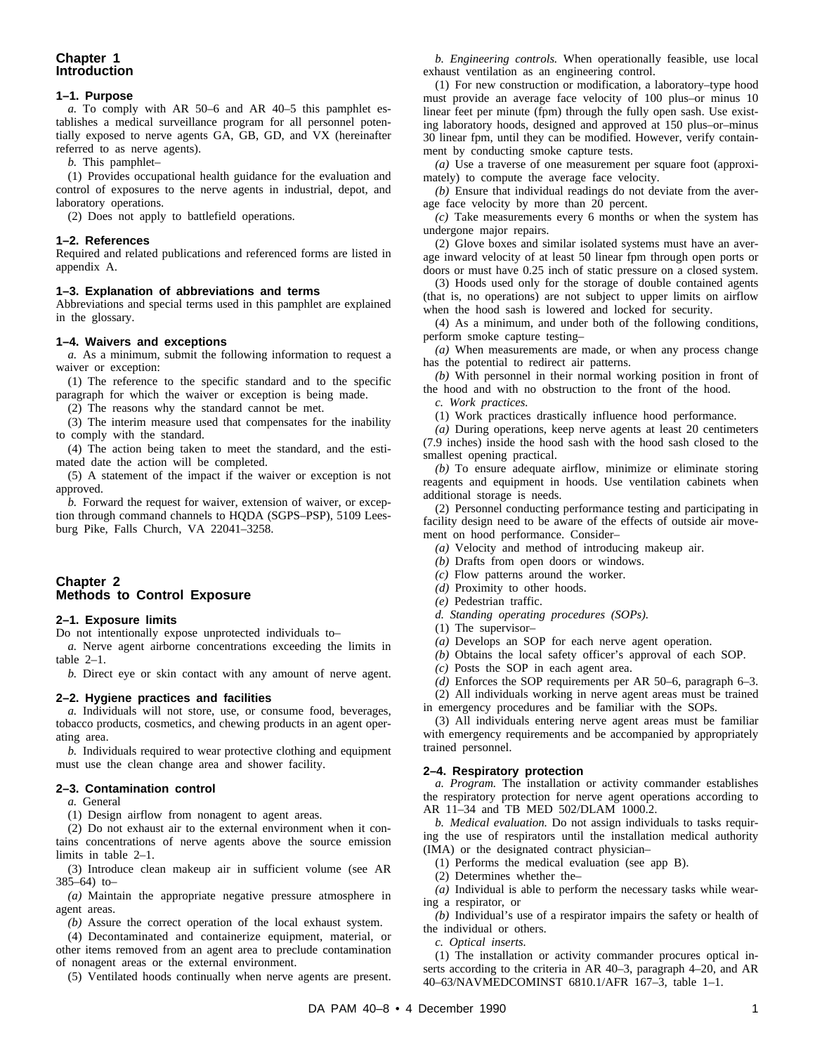## Chapter 1 Introduction

### 1–1. Purpose

*a.* To comply with AR 50–6 and AR 40–5 this pamphlet establishes a medical surveillance program for all personnel potentially exposed to nerve agents GA, GB, GD, and VX (hereinafter referred to as nerve agents).

*b.* This pamphlet–

(1) Provides occupational health guidance for the evaluation and control of exposures to the nerve agents in industrial, depot, and laboratory operations.

(2) Does not apply to battlefield operations.

### 1–2. References

Required and related publications and referenced forms are listed in appendix A.

### 1–3. Explanation of abbreviations and terms

Abbreviations and special terms used in this pamphlet are explained in the glossary.

### 1–4. Waivers and exceptions

*a.* As a minimum, submit the following information to request a waiver or exception:

(1) The reference to the specific standard and to the specific paragraph for which the waiver or exception is being made.

(2) The reasons why the standard cannot be met.

(3) The interim measure used that compensates for the inability to comply with the standard.

(4) The action being taken to meet the standard, and the estimated date the action will be completed.

(5) A statement of the impact if the waiver or exception is not approved.

*b.* Forward the request for waiver, extension of waiver, or exception through command channels to HQDA (SGPS–PSP), 5109 Leesburg Pike, Falls Church, VA 22041–3258.

## Chapter 2 Methods to Control Exposure

### 2–1. Exposure limits

Do not intentionally expose unprotected individuals to–

*a.* Nerve agent airborne concentrations exceeding the limits in table 2–1.

*b.* Direct eye or skin contact with any amount of nerve agent.

### 2–2. Hygiene practices and facilities

*a.* Individuals will not store, use, or consume food, beverages, tobacco products, cosmetics, and chewing products in an agent operating area.

*b.* Individuals required to wear protective clothing and equipment must use the clean change area and shower facility.

### 2–3. Contamination control

*a.* General

(1) Design airflow from nonagent to agent areas.

(2) Do not exhaust air to the external environment when it contains concentrations of nerve agents above the source emission limits in table 2–1.

(3) Introduce clean makeup air in sufficient volume (see AR 385–64) to–

*(a)* Maintain the appropriate negative pressure atmosphere in agent areas.

*(b)* Assure the correct operation of the local exhaust system.

(4) Decontaminated and containerize equipment, material, or other items removed from an agent area to preclude contamination of nonagent areas or the external environment.

(5) Ventilated hoods continually when nerve agents are present.

*b. Engineering controls.* When operationally feasible, use local exhaust ventilation as an engineering control.

(1) For new construction or modification, a laboratory–type hood must provide an average face velocity of 100 plus–or minus 10 linear feet per minute (fpm) through the fully open sash. Use existing laboratory hoods, designed and approved at 150 plus–or–minus 30 linear fpm, until they can be modified. However, verify containment by conducting smoke capture tests.

*(a)* Use a traverse of one measurement per square foot (approximately) to compute the average face velocity.

*(b)* Ensure that individual readings do not deviate from the average face velocity by more than 20 percent.

*(c)* Take measurements every 6 months or when the system has undergone major repairs.

(2) Glove boxes and similar isolated systems must have an average inward velocity of at least 50 linear fpm through open ports or doors or must have 0.25 inch of static pressure on a closed system.

(3) Hoods used only for the storage of double contained agents (that is, no operations) are not subject to upper limits on airflow when the hood sash is lowered and locked for security.

(4) As a minimum, and under both of the following conditions, perform smoke capture testing–

*(a)* When measurements are made, or when any process change has the potential to redirect air patterns.

*(b)* With personnel in their normal working position in front of the hood and with no obstruction to the front of the hood.

*c. Work practices.*

(1) Work practices drastically influence hood performance.

*(a)* During operations, keep nerve agents at least 20 centimeters (7.9 inches) inside the hood sash with the hood sash closed to the smallest opening practical.

*(b)* To ensure adequate airflow, minimize or eliminate storing reagents and equipment in hoods. Use ventilation cabinets when additional storage is needs.

(2) Personnel conducting performance testing and participating in facility design need to be aware of the effects of outside air movement on hood performance. Consider–

*(a)* Velocity and method of introducing makeup air.

*(b)* Drafts from open doors or windows.

*(c)* Flow patterns around the worker.

*(d)* Proximity to other hoods.

*(e)* Pedestrian traffic.

*d. Standing operating procedures (SOPs).*

(1) The supervisor–

*(a)* Develops an SOP for each nerve agent operation.

*(b)* Obtains the local safety officer's approval of each SOP.

*(c)* Posts the SOP in each agent area.

*(d)* Enforces the SOP requirements per AR 50–6, paragraph 6–3.

(2) All individuals working in nerve agent areas must be trained in emergency procedures and be familiar with the SOPs.

(3) All individuals entering nerve agent areas must be familiar with emergency requirements and be accompanied by appropriately trained personnel.

### 2–4. Respiratory protection

*a. Program.* The installation or activity commander establishes the respiratory protection for nerve agent operations according to AR 11–34 and TB MED 502/DLAM 1000.2.

*b. Medical evaluation.* Do not assign individuals to tasks requiring the use of respirators until the installation medical authority (IMA) or the designated contract physician–

(1) Performs the medical evaluation (see app B).

(2) Determines whether the–

*(a)* Individual is able to perform the necessary tasks while wearing a respirator, or

*(b)* Individual's use of a respirator impairs the safety or health of the individual or others.

*c. Optical inserts.*

(1) The installation or activity commander procures optical inserts according to the criteria in AR 40–3, paragraph 4–20, and AR 40–63/NAVMEDCOMINST 6810.1/AFR 167–3, table 1–1.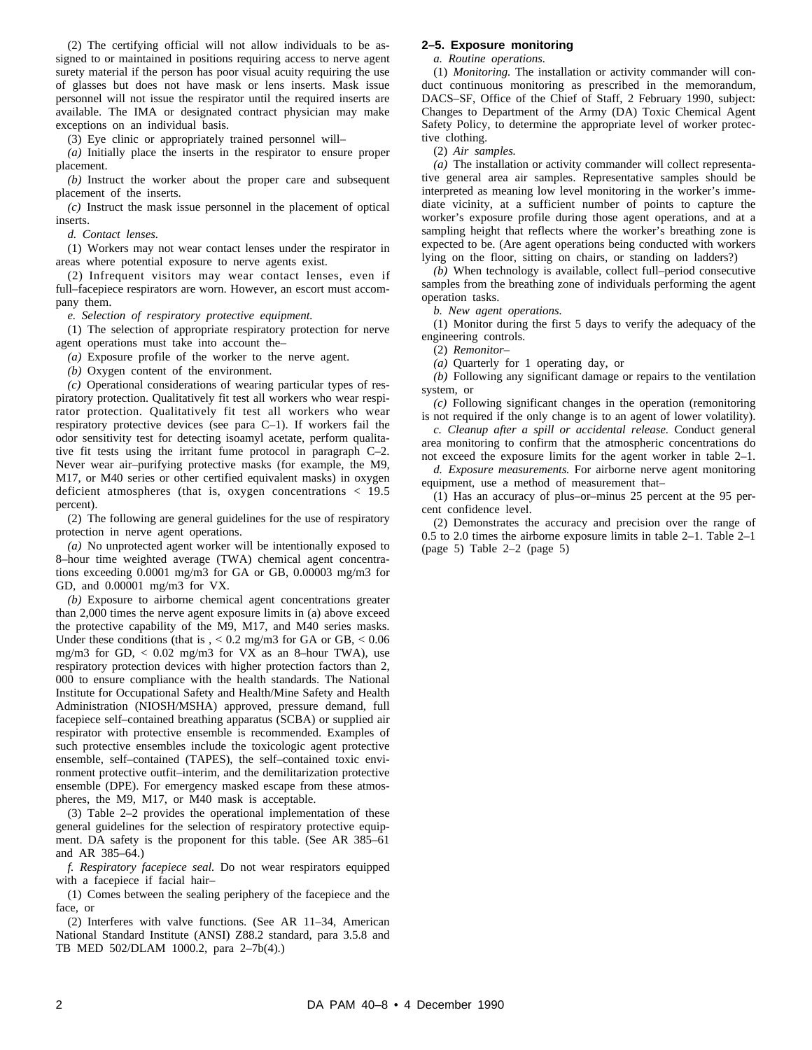(2) The certifying official will not allow individuals to be assigned to or maintained in positions requiring access to nerve agent surety material if the person has poor visual acuity requiring the use of glasses but does not have mask or lens inserts. Mask issue personnel will not issue the respirator until the required inserts are available. The IMA or designated contract physician may make exceptions on an individual basis.

(3) Eye clinic or appropriately trained personnel will–

*(a)* Initially place the inserts in the respirator to ensure proper placement.

*(b)* Instruct the worker about the proper care and subsequent placement of the inserts.

*(c)* Instruct the mask issue personnel in the placement of optical inserts.

*d. Contact lenses.*

(1) Workers may not wear contact lenses under the respirator in areas where potential exposure to nerve agents exist.

(2) Infrequent visitors may wear contact lenses, even if full–facepiece respirators are worn. However, an escort must accompany them.

*e. Selection of respiratory protective equipment.*

(1) The selection of appropriate respiratory protection for nerve agent operations must take into account the–

*(a)* Exposure profile of the worker to the nerve agent.

*(b)* Oxygen content of the environment.

*(c)* Operational considerations of wearing particular types of respiratory protection. Qualitatively fit test all workers who wear respirator protection. Qualitatively fit test all workers who wear respiratory protective devices (see para C–1). If workers fail the odor sensitivity test for detecting isoamyl acetate, perform qualitative fit tests using the irritant fume protocol in paragraph C–2. Never wear air–purifying protective masks (for example, the M9, M17, or M40 series or other certified equivalent masks) in oxygen deficient atmospheres (that is, oxygen concentrations < 19.5 percent).

(2) The following are general guidelines for the use of respiratory protection in nerve agent operations.

*(a)* No unprotected agent worker will be intentionally exposed to 8–hour time weighted average (TWA) chemical agent concentrations exceeding 0.0001 mg/m3 for GA or GB, 0.00003 mg/m3 for GD, and 0.00001 mg/m3 for VX.

*(b)* Exposure to airborne chemical agent concentrations greater than 2,000 times the nerve agent exposure limits in (a) above exceed the protective capability of the M9, M17, and M40 series masks. Under these conditions (that is , < 0.2 mg/m3 for GA or GB, < 0.06 mg/m3 for GD, < 0.02 mg/m3 for VX as an 8–hour TWA), use respiratory protection devices with higher protection factors than 2, 000 to ensure compliance with the health standards. The National Institute for Occupational Safety and Health/Mine Safety and Health Administration (NIOSH/MSHA) approved, pressure demand, full facepiece self–contained breathing apparatus (SCBA) or supplied air respirator with protective ensemble is recommended. Examples of such protective ensembles include the toxicologic agent protective ensemble, self–contained (TAPES), the self–contained toxic environment protective outfit–interim, and the demilitarization protective ensemble (DPE). For emergency masked escape from these atmospheres, the M9, M17, or M40 mask is acceptable.

(3) Table 2–2 provides the operational implementation of these general guidelines for the selection of respiratory protective equipment. DA safety is the proponent for this table. (See AR 385–61 and AR 385–64.)

*f. Respiratory facepiece seal.* Do not wear respirators equipped with a facepiece if facial hair–

(1) Comes between the sealing periphery of the facepiece and the face, or

(2) Interferes with valve functions. (See AR 11–34, American National Standard Institute (ANSI) Z88.2 standard, para 3.5.8 and TB MED 502/DLAM 1000.2, para 2–7b(4).)

**2–5. Exposure monitoring**

*a. Routine operations.*

(1) *Monitoring.* The installation or activity commander will conduct continuous monitoring as prescribed in the memorandum, DACS–SF, Office of the Chief of Staff, 2 February 1990, subject: Changes to Department of the Army (DA) Toxic Chemical Agent Safety Policy, to determine the appropriate level of worker protective clothing.

(2) *Air samples.*

*(a)* The installation or activity commander will collect representative general area air samples. Representative samples should be interpreted as meaning low level monitoring in the worker's immediate vicinity, at a sufficient number of points to capture the worker's exposure profile during those agent operations, and at a sampling height that reflects where the worker's breathing zone is expected to be. (Are agent operations being conducted with workers lying on the floor, sitting on chairs, or standing on ladders?)

*(b)* When technology is available, collect full–period consecutive samples from the breathing zone of individuals performing the agent operation tasks.

*b. New agent operations.*

(1) Monitor during the first 5 days to verify the adequacy of the engineering controls.

(2) *Remonitor–*

*(a)* Quarterly for 1 operating day, or

*(b)* Following any significant damage or repairs to the ventilation system, or

*(c)* Following significant changes in the operation (remonitoring is not required if the only change is to an agent of lower volatility).

*c. Cleanup after a spill or accidental release.* Conduct general area monitoring to confirm that the atmospheric concentrations do not exceed the exposure limits for the agent worker in table 2–1.

*d. Exposure measurements.* For airborne nerve agent monitoring equipment, use a method of measurement that–

(1) Has an accuracy of plus–or–minus 25 percent at the 95 percent confidence level.

(2) Demonstrates the accuracy and precision over the range of 0.5 to 2.0 times the airborne exposure limits in table 2–1. Table 2–1 (page 5) Table 2–2 (page 5)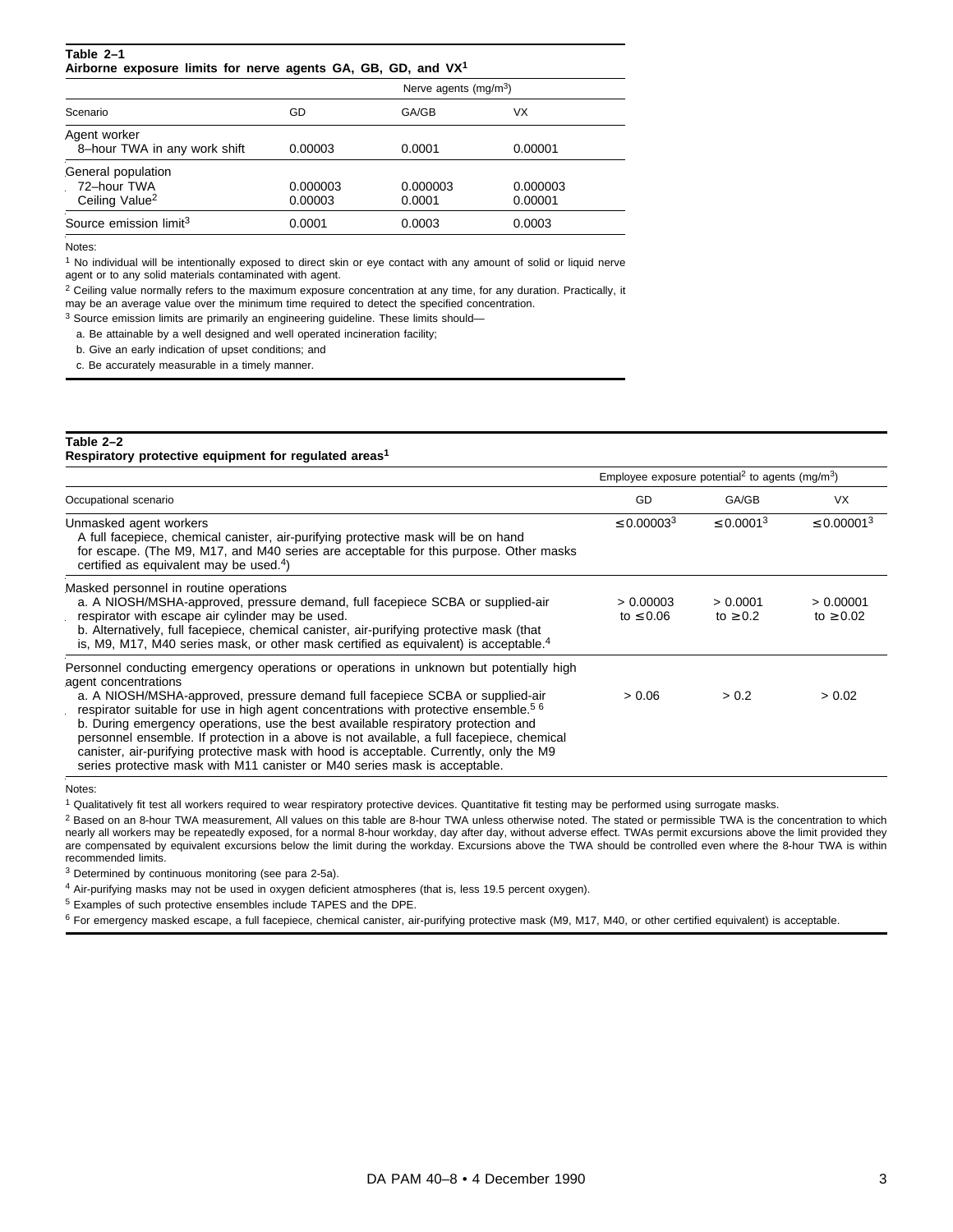**Table 2–1**
**Airborne exposure limits for nerve agents GA, GB, GD, and VX[1]**

| Scenario | Nerve agents ($mg/m^3$) | | |
|---|---|---|---|
| | GD | GA/GB | VX |
| Agent worker | | | |
| 8–hour TWA in any work shift | 0.00003 | 0.0001 | 0.00001 |
| General population | | | |
| 72–hour TWA | 0.000003 | 0.000003 | 0.000003 |
| Ceiling Value[2] | 0.00003 | 0.0001 | 0.00001 |
| Source emission limit[3] | 0.0001 | 0.0003 | 0.0003 |

Notes:

[1] No individual will be intentionally exposed to direct skin or eye contact with any amount of solid or liquid nerve agent or to any solid materials contaminated with agent.

[2] Ceiling value normally refers to the maximum exposure concentration at any time, for any duration. Practically, it may be an average value over the minimum time required to detect the specified concentration.

[3] Source emission limits are primarily an engineering guideline. These limits should—

a. Be attainable by a well designed and well operated incineration facility;

b. Give an early indication of upset conditions; and

c. Be accurately measurable in a timely manner.

**Table 2–2**
**Respiratory protective equipment for regulated areas[1]**

| Occupational scenario | Employee exposure potential[2] to agents ($mg/m^3$) | | |
|---|---|---|---|
| | GD | GA/GB | VX |
| Unmasked agent workers<br>A full facepiece, chemical canister, air-purifying protective mask will be on hand for escape. (The M9, M17, and M40 series are acceptable for this purpose. Other masks certified as equivalent may be used.[4]) | ≤ 0.00003[3] | ≤ 0.0001[3] | ≤ 0.00001[3] |
| Masked personnel in routine operations<br>a. A NIOSH/MSHA-approved, pressure demand, full facepiece SCBA or supplied-air respirator with escape air cylinder may be used.<br>b. Alternatively, full facepiece, chemical canister, air-purifying protective mask (that is, M9, M17, M40 series mask, or other mask certified as equivalent) is acceptable.[4] | > 0.00003 to ≤ 0.06 | > 0.0001 to ≥ 0.2 | > 0.00001 to ≥ 0.02 |
| Personnel conducting emergency operations or operations in unknown but potentially high agent concentrations<br>a. A NIOSH/MSHA-approved, pressure demand full facepiece SCBA or supplied-air respirator suitable for use in high agent concentrations with protective ensemble.[5][6]<br>b. During emergency operations, use the best available respiratory protection and personnel ensemble. If protection in a above is not available, a full facepiece, chemical canister, air-purifying protective mask with hood is acceptable. Currently, only the M9 series protective mask with M11 canister or M40 series mask is acceptable. | > 0.06 | > 0.2 | > 0.02 |

Notes:

[1] Qualitatively fit test all workers required to wear respiratory protective devices. Quantitative fit testing may be performed using surrogate masks.

[2] Based on an 8-hour TWA measurement, All values on this table are 8-hour TWA unless otherwise noted. The stated or permissible TWA is the concentration to which nearly all workers may be repeatedly exposed, for a normal 8-hour workday, day after day, without adverse effect. TWAs permit excursions above the limit provided they are compensated by equivalent excursions below the limit during the workday. Excursions above the TWA should be controlled even where the 8-hour TWA is within recommended limits.

[3] Determined by continuous monitoring (see para 2-5a).

[4] Air-purifying masks may not be used in oxygen deficient atmospheres (that is, less 19.5 percent oxygen).

[5] Examples of such protective ensembles include TAPES and the DPE.

[6] For emergency masked escape, a full facepiece, chemical canister, air-purifying protective mask (M9, M17, M40, or other certified equivalent) is acceptable.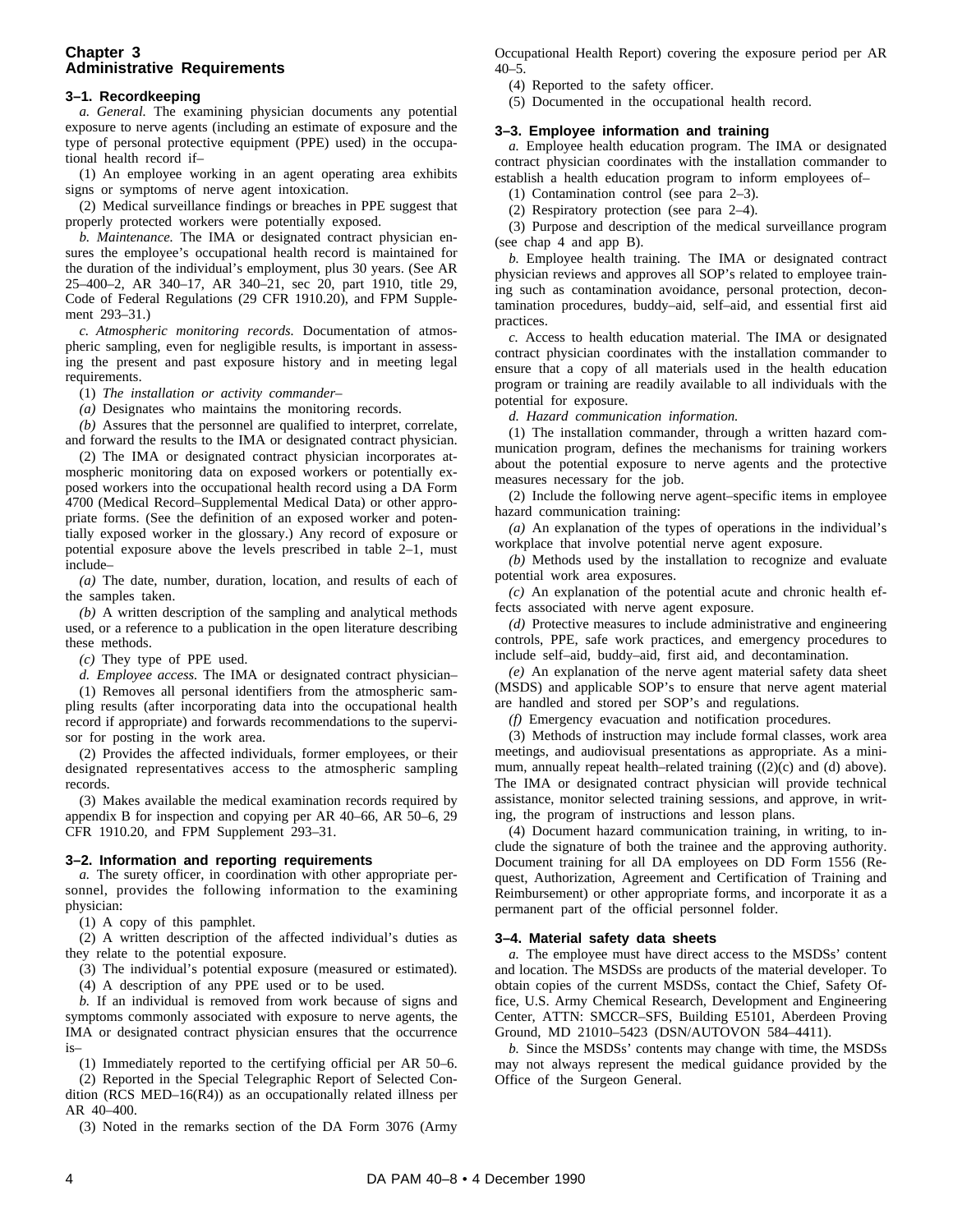## Chapter 3
## Administrative Requirements

### 3–1. Recordkeeping

*a. General.* The examining physician documents any potential exposure to nerve agents (including an estimate of exposure and the type of personal protective equipment (PPE) used) in the occupational health record if–

(1) An employee working in an agent operating area exhibits signs or symptoms of nerve agent intoxication.

(2) Medical surveillance findings or breaches in PPE suggest that properly protected workers were potentially exposed.

*b. Maintenance.* The IMA or designated contract physician ensures the employee's occupational health record is maintained for the duration of the individual's employment, plus 30 years. (See AR 25–400–2, AR 340–17, AR 340–21, sec 20, part 1910, title 29, Code of Federal Regulations (29 CFR 1910.20), and FPM Supplement 293–31.)

*c. Atmospheric monitoring records.* Documentation of atmospheric sampling, even for negligible results, is important in assessing the present and past exposure history and in meeting legal requirements.

(1) *The installation or activity commander–*

*(a)* Designates who maintains the monitoring records.

*(b)* Assures that the personnel are qualified to interpret, correlate, and forward the results to the IMA or designated contract physician.

(2) The IMA or designated contract physician incorporates atmospheric monitoring data on exposed workers or potentially exposed workers into the occupational health record using a DA Form 4700 (Medical Record–Supplemental Medical Data) or other appropriate forms. (See the definition of an exposed worker and potentially exposed worker in the glossary.) Any record of exposure or potential exposure above the levels prescribed in table 2–1, must include–

*(a)* The date, number, duration, location, and results of each of the samples taken.

*(b)* A written description of the sampling and analytical methods used, or a reference to a publication in the open literature describing these methods.

*(c)* They type of PPE used.

*d. Employee access.* The IMA or designated contract physician–

(1) Removes all personal identifiers from the atmospheric sampling results (after incorporating data into the occupational health record if appropriate) and forwards recommendations to the supervisor for posting in the work area.

(2) Provides the affected individuals, former employees, or their designated representatives access to the atmospheric sampling records.

(3) Makes available the medical examination records required by appendix B for inspection and copying per AR 40–66, AR 50–6, 29 CFR 1910.20, and FPM Supplement 293–31.

### 3–2. Information and reporting requirements

*a.* The surety officer, in coordination with other appropriate personnel, provides the following information to the examining physician:

(1) A copy of this pamphlet.

(2) A written description of the affected individual's duties as they relate to the potential exposure.

(3) The individual's potential exposure (measured or estimated).

(4) A description of any PPE used or to be used.

*b.* If an individual is removed from work because of signs and symptoms commonly associated with exposure to nerve agents, the IMA or designated contract physician ensures that the occurrence is–

(1) Immediately reported to the certifying official per AR 50–6.

(2) Reported in the Special Telegraphic Report of Selected Condition (RCS MED–16(R4)) as an occupationally related illness per AR 40–400.

(3) Noted in the remarks section of the DA Form 3076 (Army Occupational Health Report) covering the exposure period per AR 40–5.

(4) Reported to the safety officer.

(5) Documented in the occupational health record.

### 3–3. Employee information and training

*a.* Employee health education program. The IMA or designated contract physician coordinates with the installation commander to establish a health education program to inform employees of–

(1) Contamination control (see para 2–3).

(2) Respiratory protection (see para 2–4).

(3) Purpose and description of the medical surveillance program (see chap 4 and app B).

*b.* Employee health training. The IMA or designated contract physician reviews and approves all SOP's related to employee training such as contamination avoidance, personal protection, decontamination procedures, buddy–aid, self–aid, and essential first aid practices.

*c.* Access to health education material. The IMA or designated contract physician coordinates with the installation commander to ensure that a copy of all materials used in the health education program or training are readily available to all individuals with the potential for exposure.

*d. Hazard communication information.*

(1) The installation commander, through a written hazard communication program, defines the mechanisms for training workers about the potential exposure to nerve agents and the protective measures necessary for the job.

(2) Include the following nerve agent–specific items in employee hazard communication training:

*(a)* An explanation of the types of operations in the individual's workplace that involve potential nerve agent exposure.

*(b)* Methods used by the installation to recognize and evaluate potential work area exposures.

*(c)* An explanation of the potential acute and chronic health effects associated with nerve agent exposure.

*(d)* Protective measures to include administrative and engineering controls, PPE, safe work practices, and emergency procedures to include self–aid, buddy–aid, first aid, and decontamination.

*(e)* An explanation of the nerve agent material safety data sheet (MSDS) and applicable SOP's to ensure that nerve agent material are handled and stored per SOP's and regulations.

*(f)* Emergency evacuation and notification procedures.

(3) Methods of instruction may include formal classes, work area meetings, and audiovisual presentations as appropriate. As a minimum, annually repeat health–related training ((2)(c) and (d) above). The IMA or designated contract physician will provide technical assistance, monitor selected training sessions, and approve, in writing, the program of instructions and lesson plans.

(4) Document hazard communication training, in writing, to include the signature of both the trainee and the approving authority. Document training for all DA employees on DD Form 1556 (Request, Authorization, Agreement and Certification of Training and Reimbursement) or other appropriate forms, and incorporate it as a permanent part of the official personnel folder.

### 3–4. Material safety data sheets

*a.* The employee must have direct access to the MSDSs' content and location. The MSDSs are products of the material developer. To obtain copies of the current MSDSs, contact the Chief, Safety Office, U.S. Army Chemical Research, Development and Engineering Center, ATTN: SMCCR–SFS, Building E5101, Aberdeen Proving Ground, MD 21010–5423 (DSN/AUTOVON 584–4411).

*b.* Since the MSDSs' contents may change with time, the MSDSs may not always represent the medical guidance provided by the Office of the Surgeon General.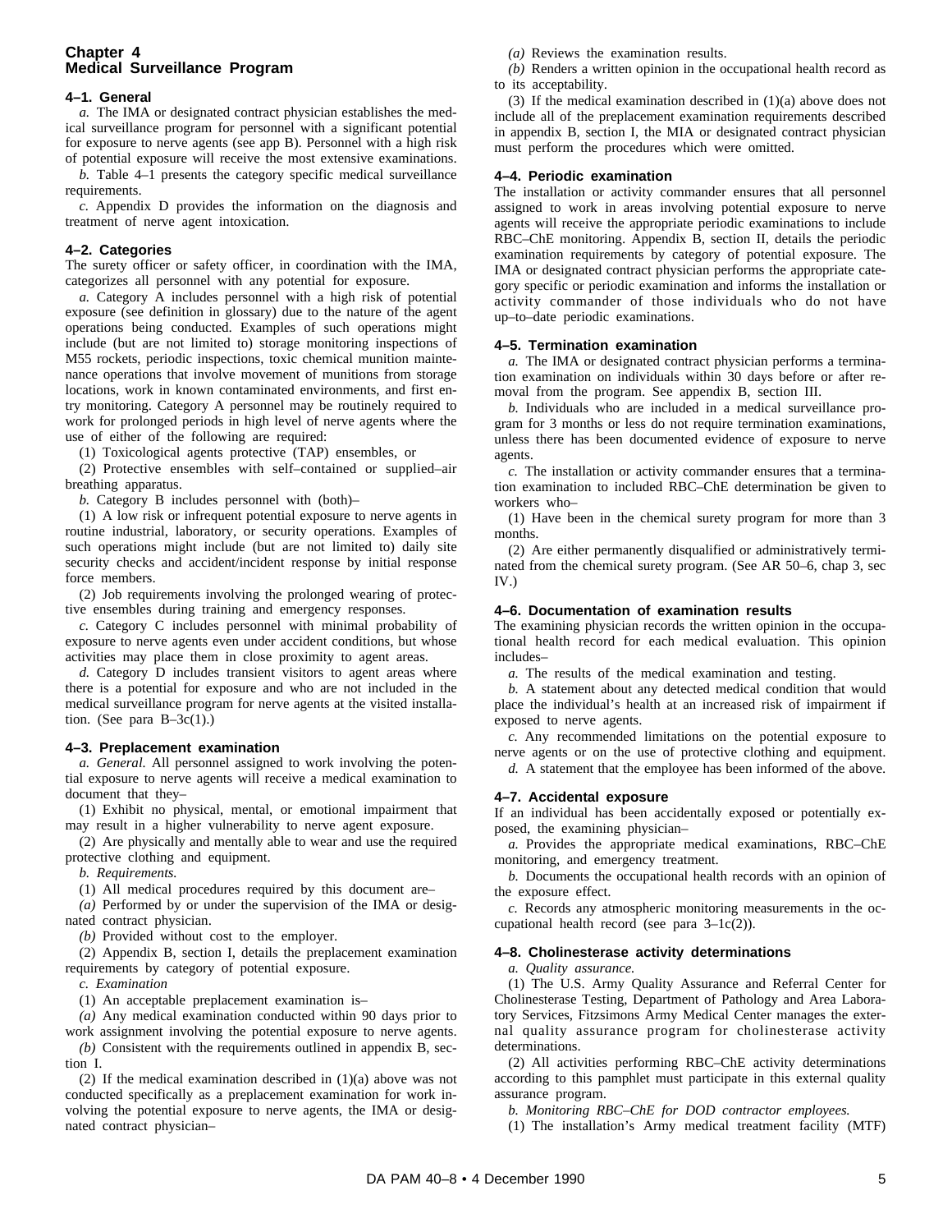## Chapter 4
## Medical Surveillance Program

### 4–1. General

*a.* The IMA or designated contract physician establishes the medical surveillance program for personnel with a significant potential for exposure to nerve agents (see app B). Personnel with a high risk of potential exposure will receive the most extensive examinations.

*b.* Table 4–1 presents the category specific medical surveillance requirements.

*c.* Appendix D provides the information on the diagnosis and treatment of nerve agent intoxication.

### 4–2. Categories

The surety officer or safety officer, in coordination with the IMA, categorizes all personnel with any potential for exposure.

*a.* Category A includes personnel with a high risk of potential exposure (see definition in glossary) due to the nature of the agent operations being conducted. Examples of such operations might include (but are not limited to) storage monitoring inspections of M55 rockets, periodic inspections, toxic chemical munition maintenance operations that involve movement of munitions from storage locations, work in known contaminated environments, and first entry monitoring. Category A personnel may be routinely required to work for prolonged periods in high level of nerve agents where the use of either of the following are required:

(1) Toxicological agents protective (TAP) ensembles, or

(2) Protective ensembles with self–contained or supplied–air breathing apparatus.

*b.* Category B includes personnel with (both)–

(1) A low risk or infrequent potential exposure to nerve agents in routine industrial, laboratory, or security operations. Examples of such operations might include (but are not limited to) daily site security checks and accident/incident response by initial response force members.

(2) Job requirements involving the prolonged wearing of protective ensembles during training and emergency responses.

*c.* Category C includes personnel with minimal probability of exposure to nerve agents even under accident conditions, but whose activities may place them in close proximity to agent areas.

*d.* Category D includes transient visitors to agent areas where there is a potential for exposure and who are not included in the medical surveillance program for nerve agents at the visited installation. (See para B–3c(1).)

### 4–3. Preplacement examination

*a. General.* All personnel assigned to work involving the potential exposure to nerve agents will receive a medical examination to document that they–

(1) Exhibit no physical, mental, or emotional impairment that may result in a higher vulnerability to nerve agent exposure.

(2) Are physically and mentally able to wear and use the required protective clothing and equipment.

*b. Requirements.*

(1) All medical procedures required by this document are–

*(a)* Performed by or under the supervision of the IMA or designated contract physician.

*(b)* Provided without cost to the employer.

(2) Appendix B, section I, details the preplacement examination requirements by category of potential exposure.

*c. Examination*

(1) An acceptable preplacement examination is–

*(a)* Any medical examination conducted within 90 days prior to work assignment involving the potential exposure to nerve agents.

*(b)* Consistent with the requirements outlined in appendix B, section I.

(2) If the medical examination described in (1)(a) above was not conducted specifically as a preplacement examination for work involving the potential exposure to nerve agents, the IMA or designated contract physician–

*(a)* Reviews the examination results.

*(b)* Renders a written opinion in the occupational health record as to its acceptability.

(3) If the medical examination described in (1)(a) above does not include all of the preplacement examination requirements described in appendix B, section I, the MIA or designated contract physician must perform the procedures which were omitted.

### 4–4. Periodic examination

The installation or activity commander ensures that all personnel assigned to work in areas involving potential exposure to nerve agents will receive the appropriate periodic examinations to include RBC–ChE monitoring. Appendix B, section II, details the periodic examination requirements by category of potential exposure. The IMA or designated contract physician performs the appropriate category specific or periodic examination and informs the installation or activity commander of those individuals who do not have up–to–date periodic examinations.

### 4–5. Termination examination

*a.* The IMA or designated contract physician performs a termination examination on individuals within 30 days before or after removal from the program. See appendix B, section III.

*b.* Individuals who are included in a medical surveillance program for 3 months or less do not require termination examinations, unless there has been documented evidence of exposure to nerve agents.

*c.* The installation or activity commander ensures that a termination examination to included RBC–ChE determination be given to workers who–

(1) Have been in the chemical surety program for more than 3 months.

(2) Are either permanently disqualified or administratively terminated from the chemical surety program. (See AR 50–6, chap 3, sec IV.)

### 4–6. Documentation of examination results

The examining physician records the written opinion in the occupational health record for each medical evaluation. This opinion includes–

*a.* The results of the medical examination and testing.

*b.* A statement about any detected medical condition that would place the individual's health at an increased risk of impairment if exposed to nerve agents.

*c.* Any recommended limitations on the potential exposure to nerve agents or on the use of protective clothing and equipment.

*d.* A statement that the employee has been informed of the above.

### 4–7. Accidental exposure

If an individual has been accidentally exposed or potentially exposed, the examining physician–

*a.* Provides the appropriate medical examinations, RBC–ChE monitoring, and emergency treatment.

*b.* Documents the occupational health records with an opinion of the exposure effect.

*c.* Records any atmospheric monitoring measurements in the occupational health record (see para 3–1c(2)).

### 4–8. Cholinesterase activity determinations

*a. Quality assurance.*

(1) The U.S. Army Quality Assurance and Referral Center for Cholinesterase Testing, Department of Pathology and Area Laboratory Services, Fitzsimons Army Medical Center manages the external quality assurance program for cholinesterase activity determinations.

(2) All activities performing RBC–ChE activity determinations according to this pamphlet must participate in this external quality assurance program.

*b. Monitoring RBC–ChE for DOD contractor employees.*

(1) The installation's Army medical treatment facility (MTF)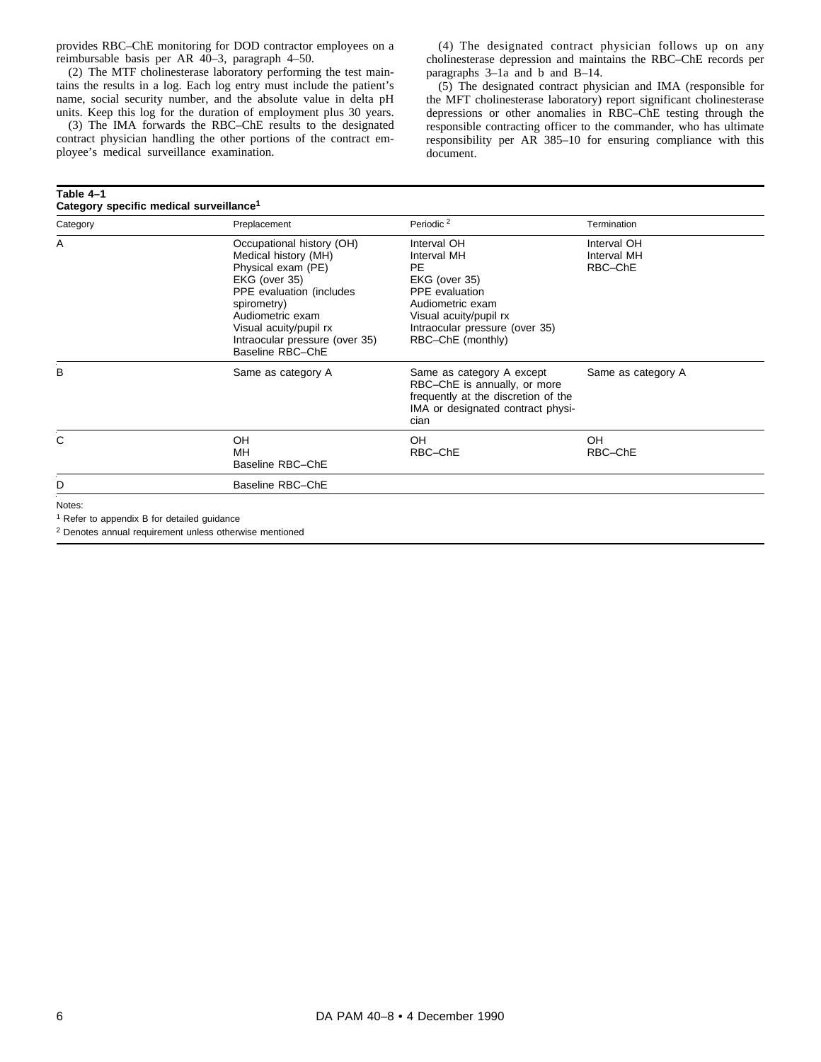provides RBC–ChE monitoring for DOD contractor employees on a reimbursable basis per AR 40–3, paragraph 4–50.

(2) The MTF cholinesterase laboratory performing the test maintains the results in a log. Each log entry must include the patient's name, social security number, and the absolute value in delta pH units. Keep this log for the duration of employment plus 30 years.

(3) The IMA forwards the RBC–ChE results to the designated contract physician handling the other portions of the contract employee's medical surveillance examination.

(4) The designated contract physician follows up on any cholinesterase depression and maintains the RBC–ChE records per paragraphs 3–1a and b and B–14.

(5) The designated contract physician and IMA (responsible for the MFT cholinesterase laboratory) report significant cholinesterase depressions or other anomalies in RBC–ChE testing through the responsible contracting officer to the commander, who has ultimate responsibility per AR 385–10 for ensuring compliance with this document.

**Table 4–1**
**Category specific medical surveillance[1]**

| Category | Preplacement | Periodic [2] | Termination |
|---|---|---|---|
| A | Occupational history (OH)<br>Medical history (MH)<br>Physical exam (PE)<br>EKG (over 35)<br>PPE evaluation (includes spirometry)<br>Audiometric exam<br>Visual acuity/pupil rx<br>Intraocular pressure (over 35)<br>Baseline RBC–ChE | Interval OH<br>Interval MH<br>PE<br>EKG (over 35)<br>PPE evaluation<br>Audiometric exam<br>Visual acuity/pupil rx<br>Intraocular pressure (over 35)<br>RBC–ChE (monthly) | Interval OH<br>Interval MH<br>RBC–ChE |
| B | Same as category A | Same as category A except RBC–ChE is annually, or more frequently at the discretion of the IMA or designated contract physician | Same as category A |
| C | OH<br>MH<br>Baseline RBC–ChE | OH<br>RBC–ChE | OH<br>RBC–ChE |
| D | Baseline RBC–ChE | | |

Notes:

[1] Refer to appendix B for detailed guidance

[2] Denotes annual requirement unless otherwise mentioned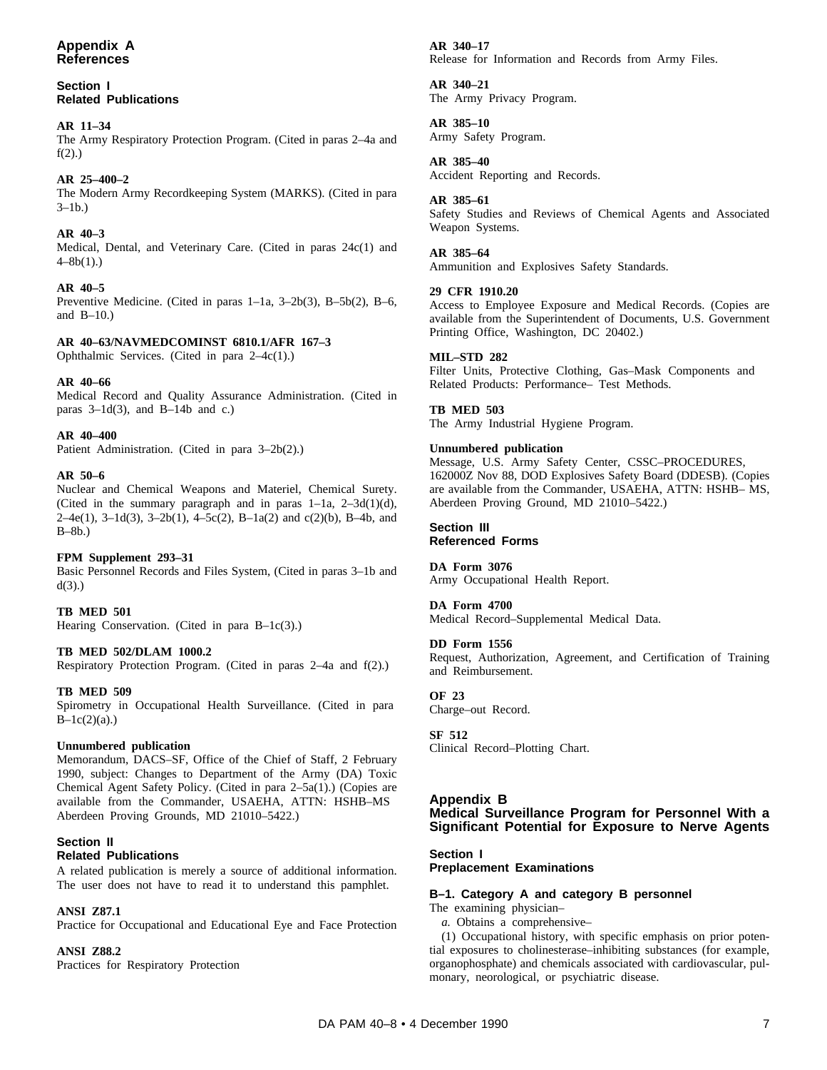# Appendix A
# References

## Section I
## Related Publications

**AR 11–34**
The Army Respiratory Protection Program. (Cited in paras 2–4a and f(2).)

**AR 25–400–2**
The Modern Army Recordkeeping System (MARKS). (Cited in para 3–1b.)

**AR 40–3**
Medical, Dental, and Veterinary Care. (Cited in paras 24c(1) and 4–8b(1).)

**AR 40–5**
Preventive Medicine. (Cited in paras 1–1a, 3–2b(3), B–5b(2), B–6, and B–10.)

**AR 40–63/NAVMEDCOMINST 6810.1/AFR 167–3**
Ophthalmic Services. (Cited in para 2–4c(1).)

**AR 40–66**
Medical Record and Quality Assurance Administration. (Cited in paras 3–1d(3), and B–14b and c.)

**AR 40–400**
Patient Administration. (Cited in para 3–2b(2).)

**AR 50–6**
Nuclear and Chemical Weapons and Materiel, Chemical Surety. (Cited in the summary paragraph and in paras 1–1a, 2–3d(1)(d), 2–4e(1), 3–1d(3), 3–2b(1), 4–5c(2), B–1a(2) and c(2)(b), B–4b, and B–8b.)

**FPM Supplement 293–31**
Basic Personnel Records and Files System, (Cited in paras 3–1b and d(3).)

**TB MED 501**
Hearing Conservation. (Cited in para B–1c(3).)

**TB MED 502/DLAM 1000.2**
Respiratory Protection Program. (Cited in paras 2–4a and f(2).)

**TB MED 509**
Spirometry in Occupational Health Surveillance. (Cited in para B–1c(2)(a).)

**Unnumbered publication**
Memorandum, DACS–SF, Office of the Chief of Staff, 2 February 1990, subject: Changes to Department of the Army (DA) Toxic Chemical Agent Safety Policy. (Cited in para 2–5a(1).) (Copies are available from the Commander, USAEHA, ATTN: HSHB–MS Aberdeen Proving Grounds, MD 21010–5422.)

## Section II
## Related Publications

A related publication is merely a source of additional information. The user does not have to read it to understand this pamphlet.

**ANSI Z87.1**
Practice for Occupational and Educational Eye and Face Protection

**ANSI Z88.2**
Practices for Respiratory Protection

**AR 340–17**
Release for Information and Records from Army Files.

**AR 340–21**
The Army Privacy Program.

**AR 385–10**
Army Safety Program.

**AR 385–40**
Accident Reporting and Records.

**AR 385–61**
Safety Studies and Reviews of Chemical Agents and Associated Weapon Systems.

**AR 385–64**
Ammunition and Explosives Safety Standards.

**29 CFR 1910.20**
Access to Employee Exposure and Medical Records. (Copies are available from the Superintendent of Documents, U.S. Government Printing Office, Washington, DC 20402.)

**MIL–STD 282**
Filter Units, Protective Clothing, Gas–Mask Components and Related Products: Performance– Test Methods.

**TB MED 503**
The Army Industrial Hygiene Program.

**Unnumbered publication**
Message, U.S. Army Safety Center, CSSC–PROCEDURES, 162000Z Nov 88, DOD Explosives Safety Board (DDESB). (Copies are available from the Commander, USAEHA, ATTN: HSHB– MS, Aberdeen Proving Ground, MD 21010–5422.)

## Section III
## Referenced Forms

**DA Form 3076**
Army Occupational Health Report.

**DA Form 4700**
Medical Record–Supplemental Medical Data.

**DD Form 1556**
Request, Authorization, Agreement, and Certification of Training and Reimbursement.

**OF 23**
Charge–out Record.

**SF 512**
Clinical Record–Plotting Chart.

# Appendix B
# Medical Surveillance Program for Personnel With a Significant Potential for Exposure to Nerve Agents

## Section I
## Preplacement Examinations

### B–1. Category A and category B personnel

The examining physician–

*a.* Obtains a comprehensive–

(1) Occupational history, with specific emphasis on prior potential exposures to cholinesterase–inhibiting substances (for example, organophosphate) and chemicals associated with cardiovascular, pulmonary, neorological, or psychiatric disease.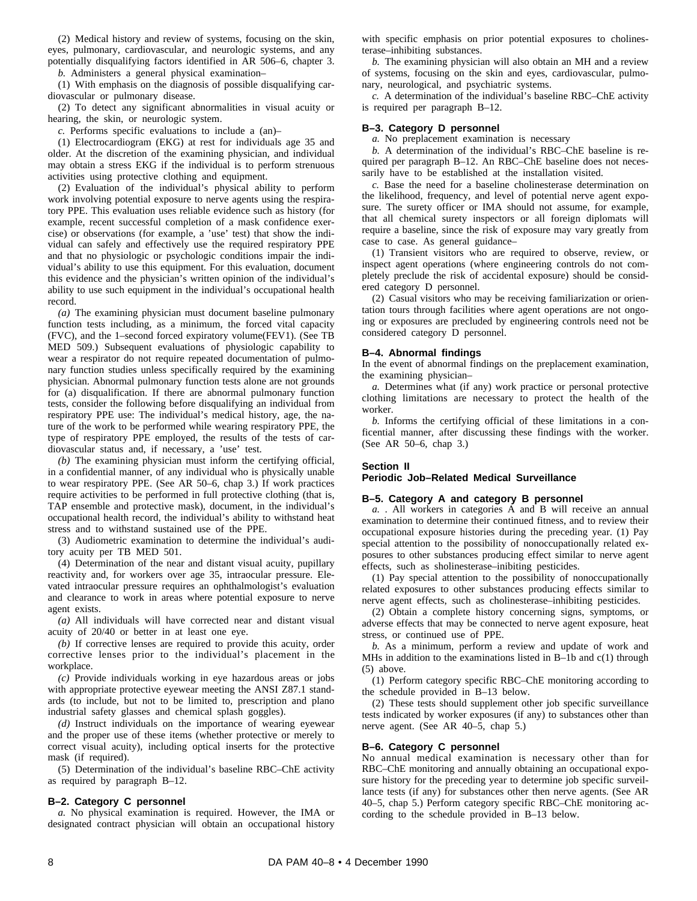(2) Medical history and review of systems, focusing on the skin, eyes, pulmonary, cardiovascular, and neurologic systems, and any potentially disqualifying factors identified in AR 506–6, chapter 3.

*b.* Administers a general physical examination–

(1) With emphasis on the diagnosis of possible disqualifying cardiovascular or pulmonary disease.

(2) To detect any significant abnormalities in visual acuity or hearing, the skin, or neurologic system.

*c.* Performs specific evaluations to include a (an)–

(1) Electrocardiogram (EKG) at rest for individuals age 35 and older. At the discretion of the examining physician, and individual may obtain a stress EKG if the individual is to perform strenuous activities using protective clothing and equipment.

(2) Evaluation of the individual's physical ability to perform work involving potential exposure to nerve agents using the respiratory PPE. This evaluation uses reliable evidence such as history (for example, recent successful completion of a mask confidence exercise) or observations (for example, a 'use' test) that show the individual can safely and effectively use the required respiratory PPE and that no physiologic or psychologic conditions impair the individual's ability to use this equipment. For this evaluation, document this evidence and the physician's written opinion of the individual's ability to use such equipment in the individual's occupational health record.

*(a)* The examining physician must document baseline pulmonary function tests including, as a minimum, the forced vital capacity (FVC), and the 1–second forced expiratory volume(FEV1). (See TB MED 509.) Subsequent evaluations of physiologic capability to wear a respirator do not require repeated documentation of pulmonary function studies unless specifically required by the examining physician. Abnormal pulmonary function tests alone are not grounds for (a) disqualification. If there are abnormal pulmonary function tests, consider the following before disqualifying an individual from respiratory PPE use: The individual's medical history, age, the nature of the work to be performed while wearing respiratory PPE, the type of respiratory PPE employed, the results of the tests of cardiovascular status and, if necessary, a 'use' test.

*(b)* The examining physician must inform the certifying official, in a confidential manner, of any individual who is physically unable to wear respiratory PPE. (See AR 50–6, chap 3.) If work practices require activities to be performed in full protective clothing (that is, TAP ensemble and protective mask), document, in the individual's occupational health record, the individual's ability to withstand heat stress and to withstand sustained use of the PPE.

(3) Audiometric examination to determine the individual's auditory acuity per TB MED 501.

(4) Determination of the near and distant visual acuity, pupillary reactivity and, for workers over age 35, intraocular pressure. Elevated intraocular pressure requires an ophthalmologist's evaluation and clearance to work in areas where potential exposure to nerve agent exists.

*(a)* All individuals will have corrected near and distant visual acuity of 20/40 or better in at least one eye.

*(b)* If corrective lenses are required to provide this acuity, order corrective lenses prior to the individual's placement in the workplace.

*(c)* Provide individuals working in eye hazardous areas or jobs with appropriate protective eyewear meeting the ANSI Z87.1 standards (to include, but not to be limited to, prescription and plano industrial safety glasses and chemical splash goggles).

*(d)* Instruct individuals on the importance of wearing eyewear and the proper use of these items (whether protective or merely to correct visual acuity), including optical inserts for the protective mask (if required).

(5) Determination of the individual's baseline RBC–ChE activity as required by paragraph B–12.

### B–2. Category C personnel

*a.* No physical examination is required. However, the IMA or designated contract physician will obtain an occupational history with specific emphasis on prior potential exposures to cholinesterase–inhibiting substances.

*b.* The examining physician will also obtain an MH and a review of systems, focusing on the skin and eyes, cardiovascular, pulmonary, neurological, and psychiatric systems.

*c.* A determination of the individual's baseline RBC–ChE activity is required per paragraph B–12.

### B–3. Category D personnel

*a.* No preplacement examination is necessary

*b.* A determination of the individual's RBC–ChE baseline is required per paragraph B–12. An RBC–ChE baseline does not necessarily have to be established at the installation visited.

*c.* Base the need for a baseline cholinesterase determination on the likelihood, frequency, and level of potential nerve agent exposure. The surety officer or IMA should not assume, for example, that all chemical surety inspectors or all foreign diplomats will require a baseline, since the risk of exposure may vary greatly from case to case. As general guidance–

(1) Transient visitors who are required to observe, review, or inspect agent operations (where engineering controls do not completely preclude the risk of accidental exposure) should be considered category D personnel.

(2) Casual visitors who may be receiving familiarization or orientation tours through facilities where agent operations are not ongoing or exposures are precluded by engineering controls need not be considered category D personnel.

### B–4. Abnormal findings

In the event of abnormal findings on the preplacement examination, the examining physician–

*a.* Determines what (if any) work practice or personal protective clothing limitations are necessary to protect the health of the worker.

*b.* Informs the certifying official of these limitations in a conficential manner, after discussing these findings with the worker. (See AR 50–6, chap 3.)

## Section II
## Periodic Job–Related Medical Surveillance

### B–5. Category A and category B personnel

*a.* . All workers in categories A and B will receive an annual examination to determine their continued fitness, and to review their occupational exposure histories during the preceding year. (1) Pay special attention to the possibility of nonoccupationally related exposures to other substances producing effect similar to nerve agent effects, such as sholinesterase–inibiting pesticides.

(1) Pay special attention to the possibility of nonoccupationally related exposures to other substances producing effects similar to nerve agent effects, such as cholinesterase–inhibiting pesticides.

(2) Obtain a complete history concerning signs, symptoms, or adverse effects that may be connected to nerve agent exposure, heat stress, or continued use of PPE.

*b.* As a minimum, perform a review and update of work and MHs in addition to the examinations listed in B–1b and c(1) through (5) above.

(1) Perform category specific RBC–ChE monitoring according to the schedule provided in B–13 below.

(2) These tests should supplement other job specific surveillance tests indicated by worker exposures (if any) to substances other than nerve agent. (See AR 40–5, chap 5.)

### B–6. Category C personnel

No annual medical examination is necessary other than for RBC–ChE monitoring and annually obtaining an occupational exposure history for the preceding year to determine job specific surveillance tests (if any) for substances other then nerve agents. (See AR 40–5, chap 5.) Perform category specific RBC–ChE monitoring according to the schedule provided in B–13 below.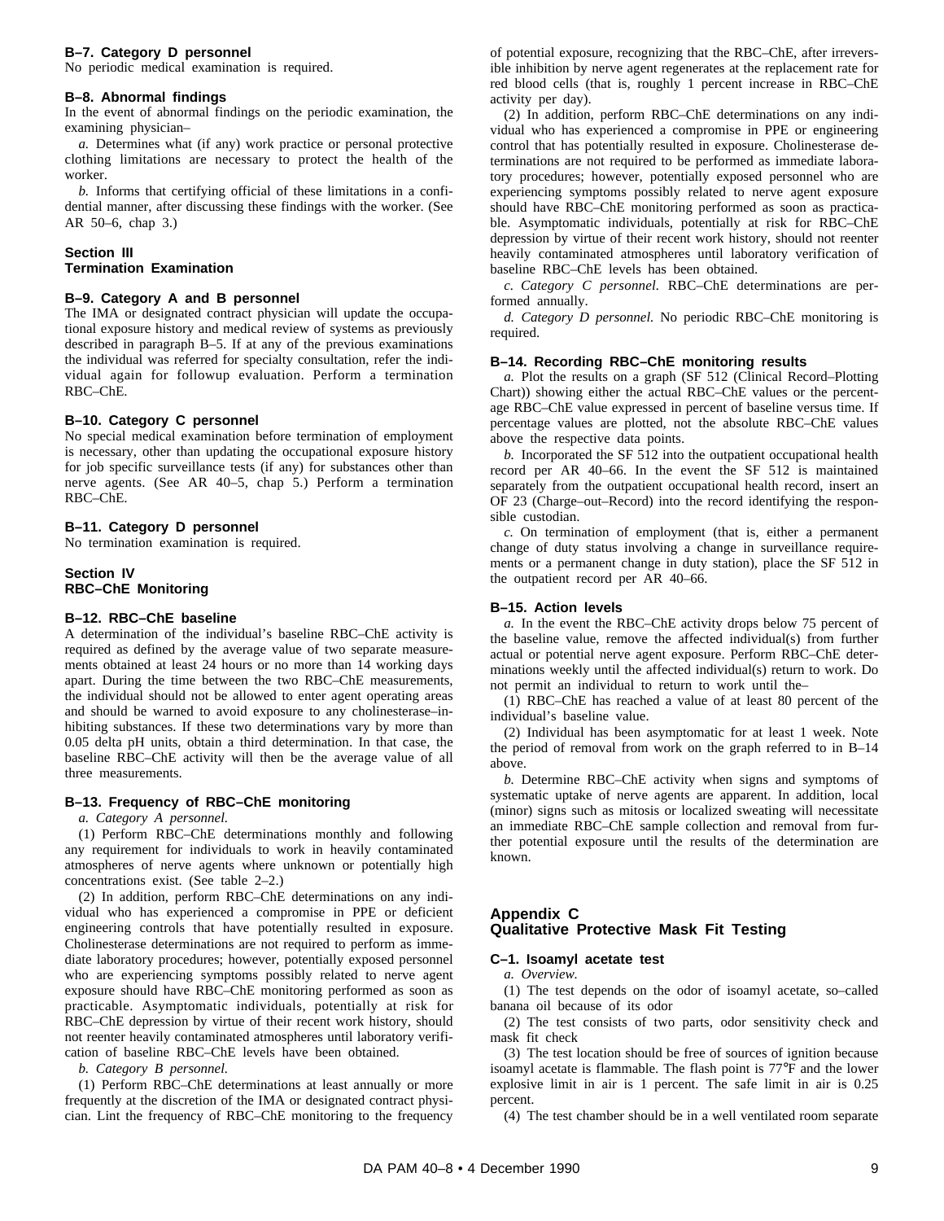### B–7. Category D personnel

No periodic medical examination is required.

### B–8. Abnormal findings

In the event of abnormal findings on the periodic examination, the examining physician–

*a.* Determines what (if any) work practice or personal protective clothing limitations are necessary to protect the health of the worker.

*b.* Informs that certifying official of these limitations in a confidential manner, after discussing these findings with the worker. (See AR 50–6, chap 3.)

## Section III
## Termination Examination

### B–9. Category A and B personnel

The IMA or designated contract physician will update the occupational exposure history and medical review of systems as previously described in paragraph B–5. If at any of the previous examinations the individual was referred for specialty consultation, refer the individual again for followup evaluation. Perform a termination RBC–ChE.

### B–10. Category C personnel

No special medical examination before termination of employment is necessary, other than updating the occupational exposure history for job specific surveillance tests (if any) for substances other than nerve agents. (See AR 40–5, chap 5.) Perform a termination RBC–ChE.

### B–11. Category D personnel

No termination examination is required.

## Section IV
## RBC–ChE Monitoring

### B–12. RBC–ChE baseline

A determination of the individual's baseline RBC–ChE activity is required as defined by the average value of two separate measurements obtained at least 24 hours or no more than 14 working days apart. During the time between the two RBC–ChE measurements, the individual should not be allowed to enter agent operating areas and should be warned to avoid exposure to any cholinesterase–inhibiting substances. If these two determinations vary by more than 0.05 delta pH units, obtain a third determination. In that case, the baseline RBC–ChE activity will then be the average value of all three measurements.

### B–13. Frequency of RBC–ChE monitoring

*a. Category A personnel.*

(1) Perform RBC–ChE determinations monthly and following any requirement for individuals to work in heavily contaminated atmospheres of nerve agents where unknown or potentially high concentrations exist. (See table 2–2.)

(2) In addition, perform RBC–ChE determinations on any individual who has experienced a compromise in PPE or deficient engineering controls that have potentially resulted in exposure. Cholinesterase determinations are not required to perform as immediate laboratory procedures; however, potentially exposed personnel who are experiencing symptoms possibly related to nerve agent exposure should have RBC–ChE monitoring performed as soon as practicable. Asymptomatic individuals, potentially at risk for RBC–ChE depression by virtue of their recent work history, should not reenter heavily contaminated atmospheres until laboratory verification of baseline RBC–ChE levels have been obtained.

*b. Category B personnel.*

(1) Perform RBC–ChE determinations at least annually or more frequently at the discretion of the IMA or designated contract physician. Lint the frequency of RBC–ChE monitoring to the frequency of potential exposure, recognizing that the RBC–ChE, after irreversible inhibition by nerve agent regenerates at the replacement rate for red blood cells (that is, roughly 1 percent increase in RBC–ChE activity per day).

(2) In addition, perform RBC–ChE determinations on any individual who has experienced a compromise in PPE or engineering control that has potentially resulted in exposure. Cholinesterase determinations are not required to be performed as immediate laboratory procedures; however, potentially exposed personnel who are experiencing symptoms possibly related to nerve agent exposure should have RBC–ChE monitoring performed as soon as practicable. Asymptomatic individuals, potentially at risk for RBC–ChE depression by virtue of their recent work history, should not reenter heavily contaminated atmospheres until laboratory verification of baseline RBC–ChE levels has been obtained.

*c. Category C personnel.* RBC–ChE determinations are performed annually.

*d. Category D personnel.* No periodic RBC–ChE monitoring is required.

### B–14. Recording RBC–ChE monitoring results

*a.* Plot the results on a graph (SF 512 (Clinical Record–Plotting Chart)) showing either the actual RBC–ChE values or the percentage RBC–ChE value expressed in percent of baseline versus time. If percentage values are plotted, not the absolute RBC–ChE values above the respective data points.

*b.* Incorporated the SF 512 into the outpatient occupational health record per AR 40–66. In the event the SF 512 is maintained separately from the outpatient occupational health record, insert an OF 23 (Charge–out–Record) into the record identifying the responsible custodian.

*c.* On termination of employment (that is, either a permanent change of duty status involving a change in surveillance requirements or a permanent change in duty station), place the SF 512 in the outpatient record per AR 40–66.

### B–15. Action levels

*a.* In the event the RBC–ChE activity drops below 75 percent of the baseline value, remove the affected individual(s) from further actual or potential nerve agent exposure. Perform RBC–ChE determinations weekly until the affected individual(s) return to work. Do not permit an individual to return to work until the–

(1) RBC–ChE has reached a value of at least 80 percent of the individual's baseline value.

(2) Individual has been asymptomatic for at least 1 week. Note the period of removal from work on the graph referred to in B–14 above.

*b.* Determine RBC–ChE activity when signs and symptoms of systematic uptake of nerve agents are apparent. In addition, local (minor) signs such as mitosis or localized sweating will necessitate an immediate RBC–ChE sample collection and removal from further potential exposure until the results of the determination are known.

# Appendix C
# Qualitative Protective Mask Fit Testing

### C–1. Isoamyl acetate test

*a. Overview.*

(1) The test depends on the odor of isoamyl acetate, so–called banana oil because of its odor

(2) The test consists of two parts, odor sensitivity check and mask fit check

(3) The test location should be free of sources of ignition because isoamyl acetate is flammable. The flash point is 77°F and the lower explosive limit in air is 1 percent. The safe limit in air is 0.25 percent.

(4) The test chamber should be in a well ventilated room separate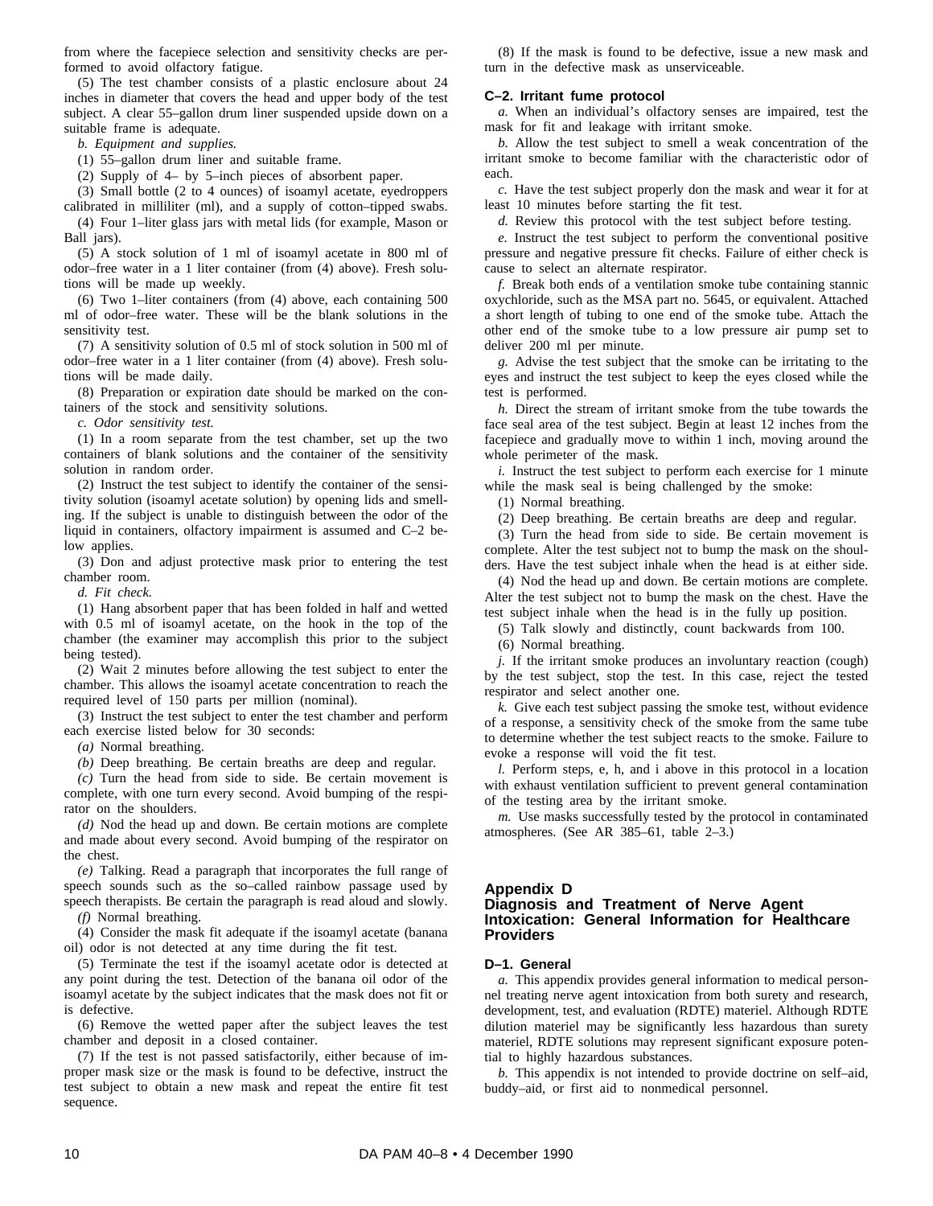from where the facepiece selection and sensitivity checks are performed to avoid olfactory fatigue.

(5) The test chamber consists of a plastic enclosure about 24 inches in diameter that covers the head and upper body of the test subject. A clear 55–gallon drum liner suspended upside down on a suitable frame is adequate.

*b. Equipment and supplies.*

(1) 55–gallon drum liner and suitable frame.

(2) Supply of 4– by 5–inch pieces of absorbent paper.

(3) Small bottle (2 to 4 ounces) of isoamyl acetate, eyedroppers calibrated in milliliter (ml), and a supply of cotton–tipped swabs.

(4) Four 1–liter glass jars with metal lids (for example, Mason or Ball jars).

(5) A stock solution of 1 ml of isoamyl acetate in 800 ml of odor–free water in a 1 liter container (from (4) above). Fresh solutions will be made up weekly.

(6) Two 1–liter containers (from (4) above, each containing 500 ml of odor–free water. These will be the blank solutions in the sensitivity test.

(7) A sensitivity solution of 0.5 ml of stock solution in 500 ml of odor–free water in a 1 liter container (from (4) above). Fresh solutions will be made daily.

(8) Preparation or expiration date should be marked on the containers of the stock and sensitivity solutions.

*c. Odor sensitivity test.*

(1) In a room separate from the test chamber, set up the two containers of blank solutions and the container of the sensitivity solution in random order.

(2) Instruct the test subject to identify the container of the sensitivity solution (isoamyl acetate solution) by opening lids and smelling. If the subject is unable to distinguish between the odor of the liquid in containers, olfactory impairment is assumed and C–2 below applies.

(3) Don and adjust protective mask prior to entering the test chamber room.

*d. Fit check.*

(1) Hang absorbent paper that has been folded in half and wetted with 0.5 ml of isoamyl acetate, on the hook in the top of the chamber (the examiner may accomplish this prior to the subject being tested).

(2) Wait 2 minutes before allowing the test subject to enter the chamber. This allows the isoamyl acetate concentration to reach the required level of 150 parts per million (nominal).

(3) Instruct the test subject to enter the test chamber and perform each exercise listed below for 30 seconds:

*(a)* Normal breathing.

*(b)* Deep breathing. Be certain breaths are deep and regular.

*(c)* Turn the head from side to side. Be certain movement is complete, with one turn every second. Avoid bumping of the respirator on the shoulders.

*(d)* Nod the head up and down. Be certain motions are complete and made about every second. Avoid bumping of the respirator on the chest.

*(e)* Talking. Read a paragraph that incorporates the full range of speech sounds such as the so–called rainbow passage used by speech therapists. Be certain the paragraph is read aloud and slowly.

*(f)* Normal breathing.

(4) Consider the mask fit adequate if the isoamyl acetate (banana oil) odor is not detected at any time during the fit test.

(5) Terminate the test if the isoamyl acetate odor is detected at any point during the test. Detection of the banana oil odor of the isoamyl acetate by the subject indicates that the mask does not fit or is defective.

(6) Remove the wetted paper after the subject leaves the test chamber and deposit in a closed container.

(7) If the test is not passed satisfactorily, either because of improper mask size or the mask is found to be defective, instruct the test subject to obtain a new mask and repeat the entire fit test sequence.

(8) If the mask is found to be defective, issue a new mask and turn in the defective mask as unserviceable.

### C–2. Irritant fume protocol

*a.* When an individual's olfactory senses are impaired, test the mask for fit and leakage with irritant smoke.

*b.* Allow the test subject to smell a weak concentration of the irritant smoke to become familiar with the characteristic odor of each.

*c.* Have the test subject properly don the mask and wear it for at least 10 minutes before starting the fit test.

*d.* Review this protocol with the test subject before testing.

*e.* Instruct the test subject to perform the conventional positive pressure and negative pressure fit checks. Failure of either check is cause to select an alternate respirator.

*f.* Break both ends of a ventilation smoke tube containing stannic oxychloride, such as the MSA part no. 5645, or equivalent. Attached a short length of tubing to one end of the smoke tube. Attach the other end of the smoke tube to a low pressure air pump set to deliver 200 ml per minute.

*g.* Advise the test subject that the smoke can be irritating to the eyes and instruct the test subject to keep the eyes closed while the test is performed.

*h.* Direct the stream of irritant smoke from the tube towards the face seal area of the test subject. Begin at least 12 inches from the facepiece and gradually move to within 1 inch, moving around the whole perimeter of the mask.

*i.* Instruct the test subject to perform each exercise for 1 minute while the mask seal is being challenged by the smoke:

(1) Normal breathing.

(2) Deep breathing. Be certain breaths are deep and regular.

(3) Turn the head from side to side. Be certain movement is complete. Alter the test subject not to bump the mask on the shoulders. Have the test subject inhale when the head is at either side.

(4) Nod the head up and down. Be certain motions are complete. Alter the test subject not to bump the mask on the chest. Have the test subject inhale when the head is in the fully up position.

(5) Talk slowly and distinctly, count backwards from 100.

(6) Normal breathing.

*j.* If the irritant smoke produces an involuntary reaction (cough) by the test subject, stop the test. In this case, reject the tested respirator and select another one.

*k.* Give each test subject passing the smoke test, without evidence of a response, a sensitivity check of the smoke from the same tube to determine whether the test subject reacts to the smoke. Failure to evoke a response will void the fit test.

*l.* Perform steps, e, h, and i above in this protocol in a location with exhaust ventilation sufficient to prevent general contamination of the testing area by the irritant smoke.

*m.* Use masks successfully tested by the protocol in contaminated atmospheres. (See AR 385–61, table 2–3.)

## Appendix D
## Diagnosis and Treatment of Nerve Agent Intoxication: General Information for Healthcare Providers

### D–1. General

*a.* This appendix provides general information to medical personnel treating nerve agent intoxication from both surety and research, development, test, and evaluation (RDTE) materiel. Although RDTE dilution materiel may be significantly less hazardous than surety materiel, RDTE solutions may represent significant exposure potential to highly hazardous substances.

*b.* This appendix is not intended to provide doctrine on self–aid, buddy–aid, or first aid to nonmedical personnel.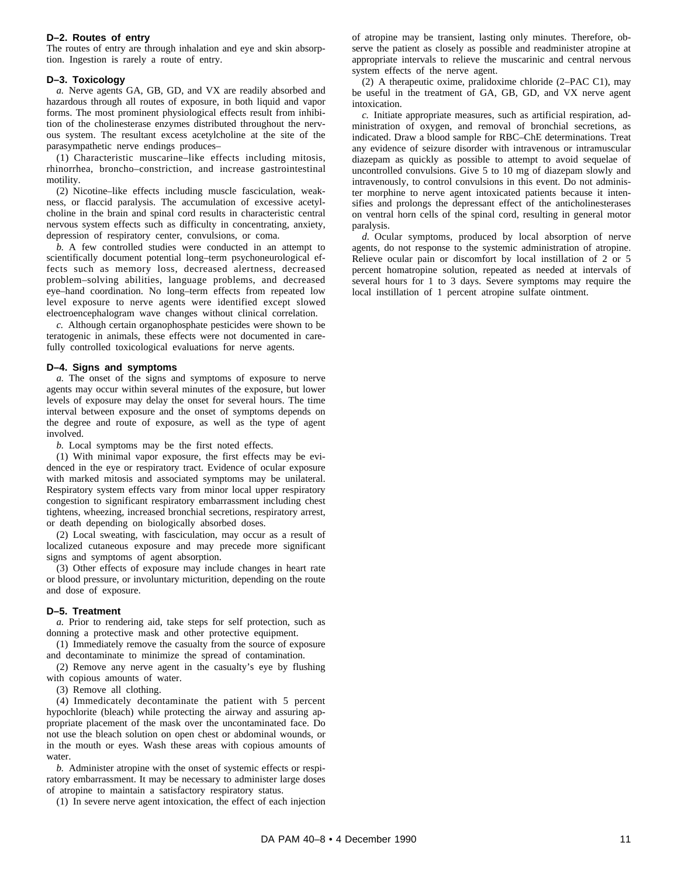### D–2. Routes of entry

The routes of entry are through inhalation and eye and skin absorption. Ingestion is rarely a route of entry.

### D–3. Toxicology

*a.* Nerve agents GA, GB, GD, and VX are readily absorbed and hazardous through all routes of exposure, in both liquid and vapor forms. The most prominent physiological effects result from inhibition of the cholinesterase enzymes distributed throughout the nervous system. The resultant excess acetylcholine at the site of the parasympathetic nerve endings produces–

(1) Characteristic muscarine–like effects including mitosis, rhinorrhea, broncho–constriction, and increase gastrointestinal motility.

(2) Nicotine–like effects including muscle fasciculation, weakness, or flaccid paralysis. The accumulation of excessive acetylcholine in the brain and spinal cord results in characteristic central nervous system effects such as difficulty in concentrating, anxiety, depression of respiratory center, convulsions, or coma.

*b.* A few controlled studies were conducted in an attempt to scientifically document potential long–term psychoneurological effects such as memory loss, decreased alertness, decreased problem–solving abilities, language problems, and decreased eye–hand coordination. No long–term effects from repeated low level exposure to nerve agents were identified except slowed electroencephalogram wave changes without clinical correlation.

*c.* Although certain organophosphate pesticides were shown to be teratogenic in animals, these effects were not documented in carefully controlled toxicological evaluations for nerve agents.

### D–4. Signs and symptoms

*a.* The onset of the signs and symptoms of exposure to nerve agents may occur within several minutes of the exposure, but lower levels of exposure may delay the onset for several hours. The time interval between exposure and the onset of symptoms depends on the degree and route of exposure, as well as the type of agent involved.

*b.* Local symptoms may be the first noted effects.

(1) With minimal vapor exposure, the first effects may be evidenced in the eye or respiratory tract. Evidence of ocular exposure with marked mitosis and associated symptoms may be unilateral. Respiratory system effects vary from minor local upper respiratory congestion to significant respiratory embarrassment including chest tightens, wheezing, increased bronchial secretions, respiratory arrest, or death depending on biologically absorbed doses.

(2) Local sweating, with fasciculation, may occur as a result of localized cutaneous exposure and may precede more significant signs and symptoms of agent absorption.

(3) Other effects of exposure may include changes in heart rate or blood pressure, or involuntary micturition, depending on the route and dose of exposure.

### D–5. Treatment

*a.* Prior to rendering aid, take steps for self protection, such as donning a protective mask and other protective equipment.

(1) Immediately remove the casualty from the source of exposure and decontaminate to minimize the spread of contamination.

(2) Remove any nerve agent in the casualty's eye by flushing with copious amounts of water.

(3) Remove all clothing.

(4) Immedicately decontaminate the patient with 5 percent hypochlorite (bleach) while protecting the airway and assuring appropriate placement of the mask over the uncontaminated face. Do not use the bleach solution on open chest or abdominal wounds, or in the mouth or eyes. Wash these areas with copious amounts of water.

*b.* Administer atropine with the onset of systemic effects or respiratory embarrassment. It may be necessary to administer large doses of atropine to maintain a satisfactory respiratory status.

(1) In severe nerve agent intoxication, the effect of each injection of atropine may be transient, lasting only minutes. Therefore, observe the patient as closely as possible and readminister atropine at appropriate intervals to relieve the muscarinic and central nervous system effects of the nerve agent.

(2) A therapeutic oxime, pralidoxime chloride (2–PAC C1), may be useful in the treatment of GA, GB, GD, and VX nerve agent intoxication.

*c.* Initiate appropriate measures, such as artificial respiration, administration of oxygen, and removal of bronchial secretions, as indicated. Draw a blood sample for RBC–ChE determinations. Treat any evidence of seizure disorder with intravenous or intramuscular diazepam as quickly as possible to attempt to avoid sequelae of uncontrolled convulsions. Give 5 to 10 mg of diazepam slowly and intravenously, to control convulsions in this event. Do not administer morphine to nerve agent intoxicated patients because it intensifies and prolongs the depressant effect of the anticholinesterases on ventral horn cells of the spinal cord, resulting in general motor paralysis.

*d.* Ocular symptoms, produced by local absorption of nerve agents, do not response to the systemic administration of atropine. Relieve ocular pain or discomfort by local instillation of 2 or 5 percent homatropine solution, repeated as needed at intervals of several hours for 1 to 3 days. Severe symptoms may require the local instillation of 1 percent atropine sulfate ointment.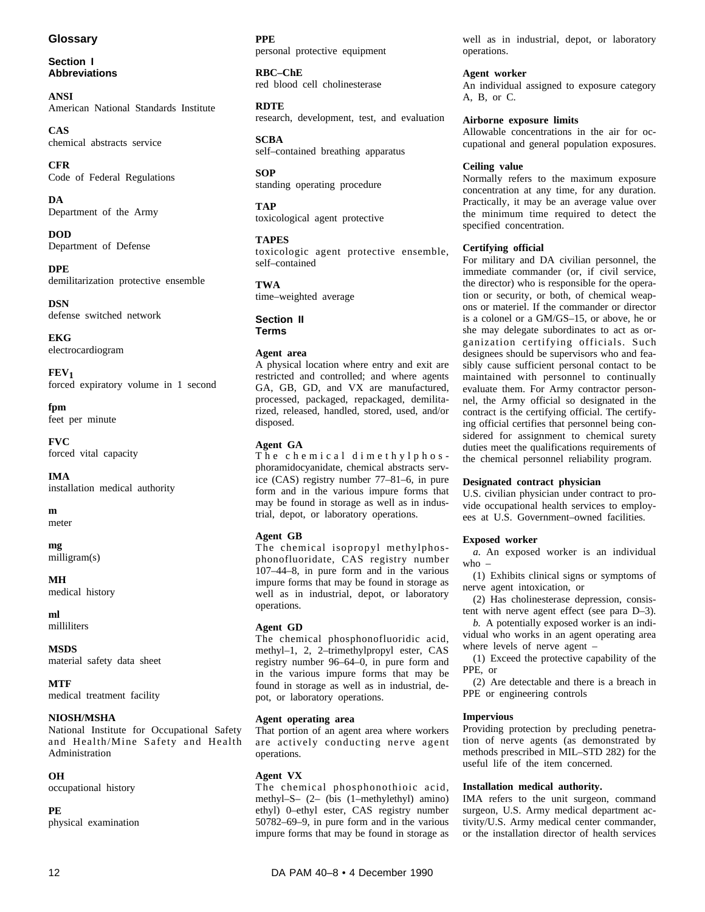## Glossary

### Section I
### Abbreviations

**ANSI**
American National Standards Institute

**CAS**
chemical abstracts service

**CFR**
Code of Federal Regulations

**DA**
Department of the Army

**DOD**
Department of Defense

**DPE**
demilitarization protective ensemble

**DSN**
defense switched network

**EKG**
electrocardiogram

**$FEV_1$**
forced expiratory volume in 1 second

**fpm**
feet per minute

**FVC**
forced vital capacity

**IMA**
installation medical authority

**m**
meter

**mg**
milligram(s)

**MH**
medical history

**ml**
milliliters

**MSDS**
material safety data sheet

**MTF**
medical treatment facility

**NIOSH/MSHA**
National Institute for Occupational Safety and Health/Mine Safety and Health Administration

**OH**
occupational history

**PE**
physical examination

**PPE**
personal protective equipment

**RBC–ChE**
red blood cell cholinesterase

**RDTE**
research, development, test, and evaluation

**SCBA**
self–contained breathing apparatus

**SOP**
standing operating procedure

**TAP**
toxicological agent protective

**TAPES**
toxicologic agent protective ensemble, self–contained

**TWA**
time–weighted average

### Section II
### Terms

**Agent area**
A physical location where entry and exit are restricted and controlled; and where agents GA, GB, GD, and VX are manufactured, processed, packaged, repackaged, demilitarized, released, handled, stored, used, and/or disposed.

**Agent GA**
The chemical dimethylphosphoramidocyanidate, chemical abstracts service (CAS) registry number 77–81–6, in pure form and in the various impure forms that may be found in storage as well as in industrial, depot, or laboratory operations.

**Agent GB**
The chemical isopropyl methylphosphonofluoridate, CAS registry number 107–44–8, in pure form and in the various impure forms that may be found in storage as well as in industrial, depot, or laboratory operations.

**Agent GD**
The chemical phosphonofluoridic acid, methyl–1, 2, 2–trimethylpropyl ester, CAS registry number 96–64–0, in pure form and in the various impure forms that may be found in storage as well as in industrial, depot, or laboratory operations.

**Agent operating area**
That portion of an agent area where workers are actively conducting nerve agent operations.

**Agent VX**
The chemical phosphonothioic acid, methyl–S– (2– (bis (1–methylethyl) amino) ethyl) 0–ethyl ester, CAS registry number 50782–69–9, in pure form and in the various impure forms that may be found in storage as well as in industrial, depot, or laboratory operations.

**Agent worker**
An individual assigned to exposure category A, B, or C.

**Airborne exposure limits**
Allowable concentrations in the air for occupational and general population exposures.

**Ceiling value**
Normally refers to the maximum exposure concentration at any time, for any duration. Practically, it may be an average value over the minimum time required to detect the specified concentration.

**Certifying official**
For military and DA civilian personnel, the immediate commander (or, if civil service, the director) who is responsible for the operation or security, or both, of chemical weapons or materiel. If the commander or director is a colonel or a GM/GS–15, or above, he or she may delegate subordinates to act as organization certifying officials. Such designees should be supervisors who and feasibly cause sufficient personal contact to be maintained with personnel to continually evaluate them. For Army contractor personnel, the Army official so designated in the contract is the certifying official. The certifying official certifies that personnel being considered for assignment to chemical surety duties meet the qualifications requirements of the chemical personnel reliability program.

**Designated contract physician**
U.S. civilian physician under contract to provide occupational health services to employees at U.S. Government–owned facilities.

**Exposed worker**
*a.* An exposed worker is an individual who –
(1) Exhibits clinical signs or symptoms of nerve agent intoxication, or
(2) Has cholinesterase depression, consistent with nerve agent effect (see para D–3).
*b.* A potentially exposed worker is an individual who works in an agent operating area where levels of nerve agent –
(1) Exceed the protective capability of the PPE, or
(2) Are detectable and there is a breach in PPE or engineering controls

**Impervious**
Providing protection by precluding penetration of nerve agents (as demonstrated by methods prescribed in MIL–STD 282) for the useful life of the item concerned.

**Installation medical authority.**
IMA refers to the unit surgeon, command surgeon, U.S. Army medical department activity/U.S. Army medical center commander, or the installation director of health services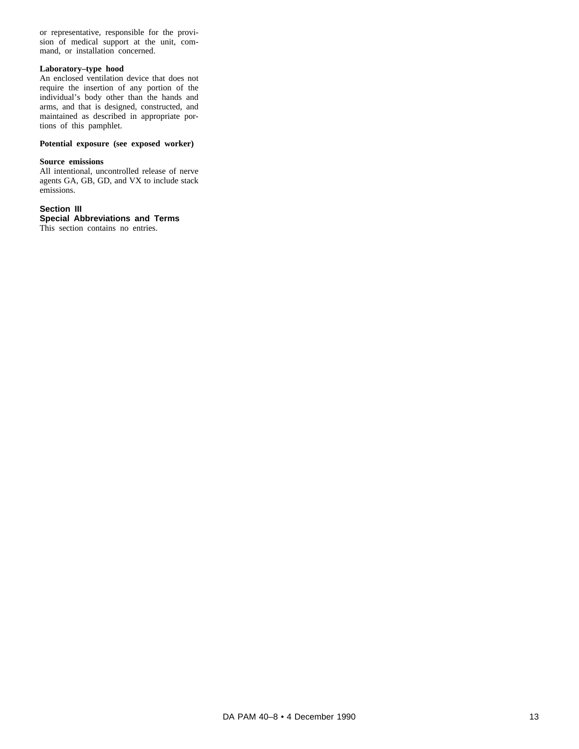or representative, responsible for the provision of medical support at the unit, command, or installation concerned.

**Laboratory–type hood**
An enclosed ventilation device that does not require the insertion of any portion of the individual's body other than the hands and arms, and that is designed, constructed, and maintained as described in appropriate portions of this pamphlet.

**Potential exposure (see exposed worker)**

**Source emissions**
All intentional, uncontrolled release of nerve agents GA, GB, GD, and VX to include stack emissions.

## Section III
## Special Abbreviations and Terms

This section contains no entries.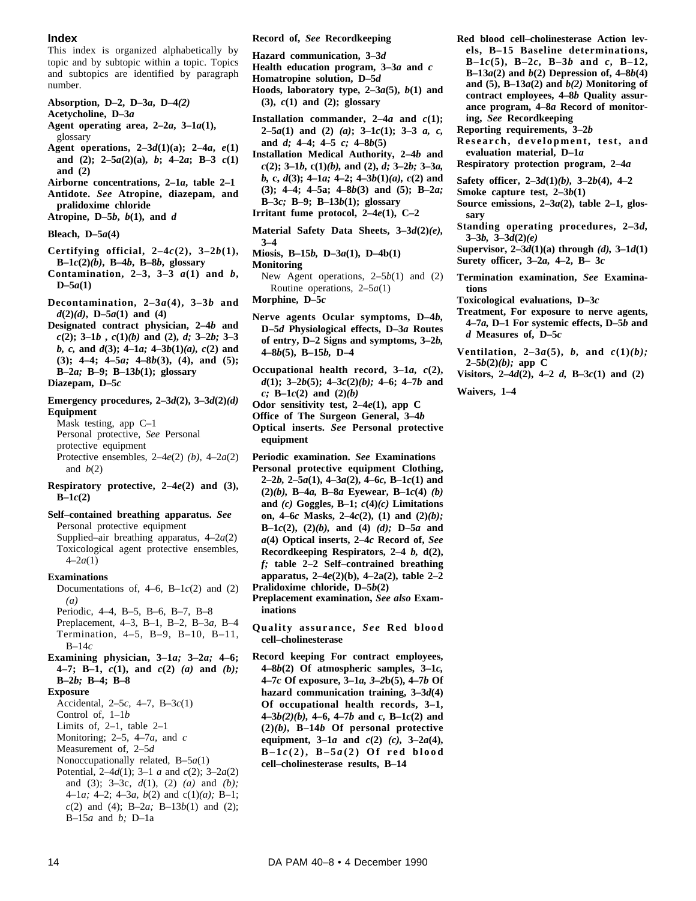## Index

This index is organized alphabetically by topic and by subtopic within a topic. Topics and subtopics are identified by paragraph number.

**Absorption, D–2, D–3*a*, D–4*(2)***

**Acetycholine, D–3*a***

**Agent operating area, 2–2*a*, 3–1*a*(1),** glossary

**Agent operations, 2–3*d*(1)(a); 2–4*a*, *e*(1) and (2); 2–5*a*(2)(a), *b*; 4–2*a*; B–3 *c*(1) and (2)**

**Airborne concentrations, 2–1*a*, table 2–1**

**Antidote. *See* Atropine, diazepam, and pralidoxime chloride**

**Atropine, D–5*b*, *b*(1), and *d***

**Bleach, D–5*a*(4)**

**Certifying official, 2–4*c*(2), 3–2*b*(1), B–1*c*(2)*(b)*, B–4*b*, B–8*b*, glossary**

**Contamination, 2–3, 3–3 *a*(1) and *b*, D–5*a*(1)**

**Decontamination, 2–3*a*(4), 3–3*b* and *d*(2)*(d)*, D–5*a*(1) and (4)**

**Designated contract physician, 2–4*b* and *c*(2); 3–1*b* , *c*(1)*(b)* and (2), *d;* 3–2*b;* 3–3 *b, c,* and *d*(3); 4–1*a;* 4–3*b*(1)*(a)*, *c*(2) and (3); 4–4; 4–5*a;* 4–8*b*(3), (4), and (5); B–2*a;* B–9; B–13*b*(1); glossary**

**Diazepam, D–5*c***

**Emergency procedures, 2–3*d*(2), 3–3*d*(2)*(d)***

**Equipment**

- Mask testing, app C–1
- Personal protective, *See* Personal protective equipment
- Protective ensembles, 2–4*e*(2) *(b)*, 4–2*a*(2) and *b*(2)

**Respiratory protective, 2–4*e*(2) and (3), B–1*c*(2)**

**Self–contained breathing apparatus. *See*** Personal protective equipment

- Supplied–air breathing apparatus, 4–2*a*(2)
- Toxicological agent protective ensembles, 4–2*a*(1)

**Examinations**

- Documentations of, 4–6, B–1*c*(2) and (2) *(a)*
- Periodic, 4–4, B–5, B–6, B–7, B–8
- Preplacement, 4–3, B–1, B–2, B–3*a*, B–4
- Termination, 4–5, B–9, B–10, B–11, B–14*c*

**Examining physician, 3–1*a;* 3–2*a;* 4–6; 4–7; B–1, *c*(1), and *c*(2) *(a)* and *(b);* B–2*b;* B–4; B–8**

**Exposure**

- Accidental, 2–5*c*, 4–7, B–3*c*(1)
- Control of, 1–1*b*
- Limits of, 2–1, table 2–1
- Monitoring; 2–5, 4–7*a*, and *c*
- Measurement of, 2–5*d*
- Nonoccupationally related, B–5*a*(1)
- Potential, 2–4*d*(1); 3–1 *a* and *c*(2); 3–2*a*(2) and (3); 3–3c, *d*(1), (2) *(a)* and *(b);* 4–1*a;* 4–2; 4–3*a*, *b*(2) and c(1)*(a);* B–1; *c*(2) and (4); B–2*a;* B–13*b*(1) and (2); B–15*a* and *b;* D–1a

**Record of, *See* Recordkeeping**

**Hazard communication, 3–3*d***

**Health education program, 3–3*a* and *c***

**Homatropine solution, D–5*d***

**Hoods, laboratory type, 2–3*a*(5), *b*(1) and (3), *c*(1) and (2); glossary**

**Installation commander, 2–4*a* and *c*(1); 2–5*a*(1) and (2) *(a)*; 3–1*c*(1); 3–3 *a, c,* and *d;* 4–4; 4–5 *c;* 4–8*b*(5)**

**Installation Medical Authority, 2–4*b* and *c*(2); 3–1*b*, c(1)*(b)*, and (2), *d;* 3–2*b;* 3–3*a, b,* c, *d*(3); 4–1*a;* 4–2; 4–3*b*(1)*(a)*, *c*(2) and (3); 4–4; 4–5a; 4–8*b*(3) and (5); B–2*a;* B–3*c;* B–9; B–13*b*(1); glossary**

**Irritant fume protocol, 2–4*e*(1), C–2**

**Material Safety Data Sheets, 3–3*d*(2)*(e)*, 3–4**

**Miosis, B–15*b*, D–3*a*(1), D–4b(1)**

**Monitoring**

- New Agent operations, 2–5*b*(1) and (2)
- Routine operations, 2–5*a*(1)

**Morphine, D–5*c***

**Nerve agents Ocular symptoms, D–4*b*, D–5*d* Physiological effects, D–3*a* Routes of entry, D–2 Signs and symptoms, 3–2*b*, 4–8*b*(5), B–15*b*, D–4**

**Occupational health record, 3–1*a*, *c*(2), *d*(1); 3–2*b*(5); 4–3*c*(2)*(b);* 4–6; 4–7*b* and *c;* B–1*c*(2) and (2)*(b)***

**Odor sensitivity test, 2–4*e*(1), app C**

**Office of The Surgeon General, 3–4*b***

**Optical inserts. *See* Personal protective equipment**

**Periodic examination. *See* Examinations**

**Personal protective equipment Clothing, 2–2*b*, 2–5*a*(1), 4–3*a*(2), 4–6*c*, B–1*c*(1) and (2)*(b)*, B–4*a*, B–8*a* Eyewear, B–1*c*(4) *(b)* and *(c)* Goggles, B–1; *c*(4)*(c)* Limitations on, 4–6*c* Masks, 2–4*c*(2), (1) and (2)*(b);* B–1*c*(2), (2)*(b)*, and (4) *(d);* D–5*a* and *a*(4) Optical inserts, 2–4*c* Record of, *See* Recordkeeping Respirators, 2–4 *b*, d(2), *f;* table 2–2 Self–contrained breathing apparatus, 2–4*e*(2)(b), 4–2a(2), table 2–2**

**Pralidoxime chloride, D–5*b*(2)**

**Preplacement examination, *See also* Examinations**

**Quality assurance, *See* Red blood cell–cholinesterase**

**Record keeping For contract employees, 4–8*b*(2) Of atmospheric samples, 3–1*c*, 4–7*c* Of exposure, 3–1*a, 3–2*b(5), 4–7*b* Of hazard communication training, 3–3*d*(4) Of occupational health records, 3–1, 4–3*b(2)(b)*, 4–6, 4–7*b* and *c*, B–1*c*(2) and (2)*(b)*, B–14*b* Of personal protective equipment, 3–1*a* and *c*(2) *(c)*, 3–2*a*(4), B–1*c*(2), B–5*a*(2) Of red blood cell–cholinesterase results, B–14**

**Red blood cell–cholinesterase Action levels, B–15 Baseline determinations, B–1*c*(5), B–2*c*, B–3*b* and *c*, B–12, B–13*a*(2) and *b*(2) Depression of, 4–8*b*(4) and (5), B–13*a*(2) and *b(2)* Monitoring of contract employees, 4–8*b* Quality assurance program, 4–8*a* Record of monitoring, *See* Recordkeeping**

**Reporting requirements, 3–2*b***

**Research, development, test, and evaluation material, D–1*a***

**Respiratory protection program, 2–4*a***

**Safety officer, 2–3*d*(1)*(b)*, 3–2*b*(4), 4–2**

**Smoke capture test, 2–3*b*(1)**

**Source emissions, 2–3*a*(2), table 2–1, glossary**

**Standing operating procedures, 2–3*d*, 3–3*b*, 3–3*d*(2)*(e)***

**Supervisor, 2–3*d*(1)(a) through *(d)*, 3–1*d*(1)**

**Surety officer, 3–2*a*, 4–2, B– 3*c***

**Termination examination, *See* Examinations**

**Toxicological evaluations, D–3*c***

**Treatment, For exposure to nerve agents, 4–7*a*, D–1 For systemic effects, D–5*b* and *d* Measures of, D–5*c***

**Ventilation, 2–3*a*(5), *b*, and *c*(1)*(b);* 2–5*b*(2)*(b);* app C**

**Visitors, 2–4*d*(2), 4–2 *d*, B–3*c*(1) and (2)**

**Waivers, 1–4**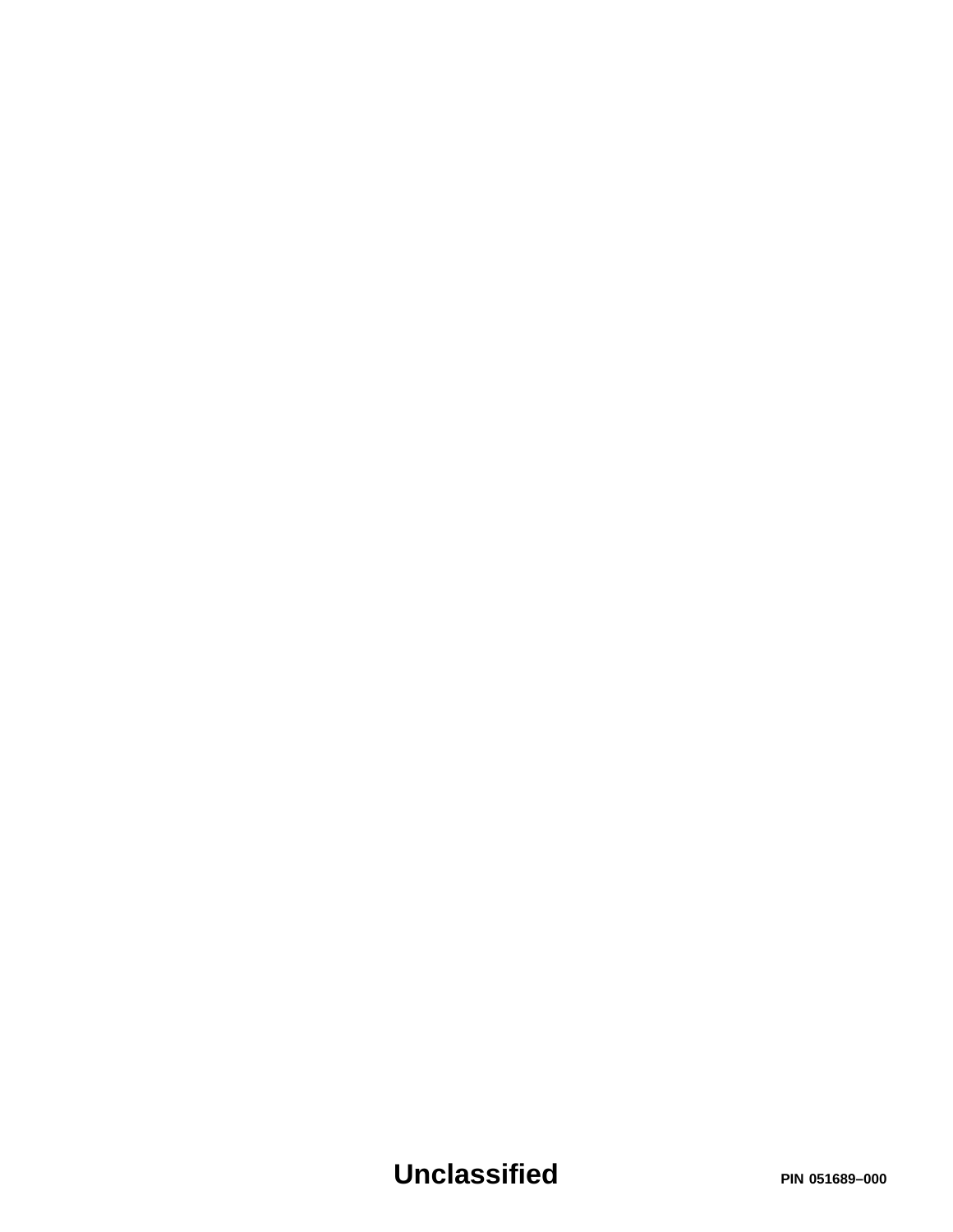**Unclassified** **PIN 051689–000**